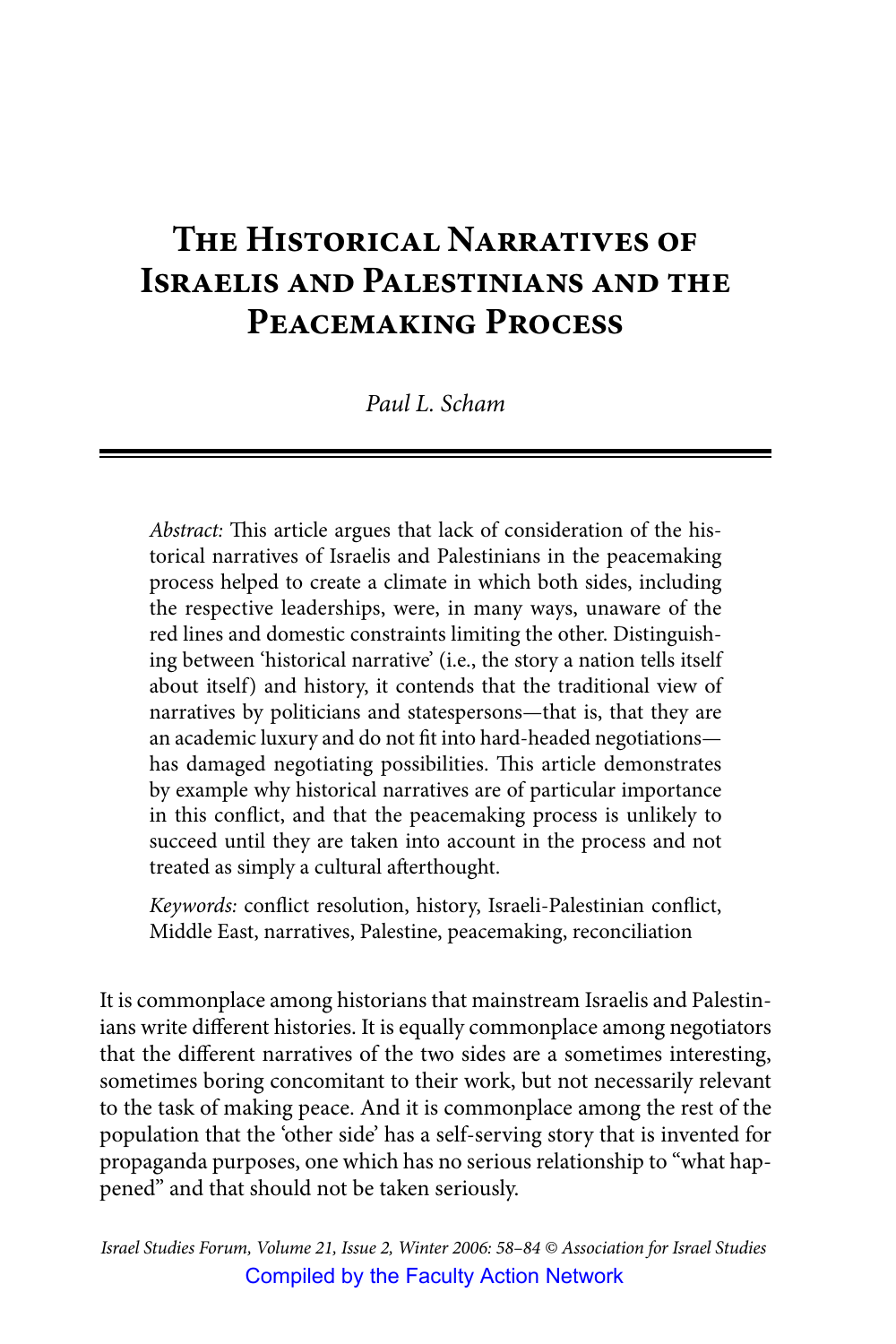# The Historical Narratives of Israelis and Palestinians and the Peacemaking Process

*Paul L. Scham*

---

*Abstract:* This article argues that lack of consideration of the historical narratives of Israelis and Palestinians in the peacemaking process helped to create a climate in which both sides, including the respective leaderships, were, in many ways, unaware of the red lines and domestic constraints limiting the other. Distinguishing between 'historical narrative' (i.e., the story a nation tells itself about itself) and history, it contends that the traditional view of narratives by politicians and statespersons—that is, that they are an academic luxury and do not fit into hard-headed negotiations—has damaged negotiating possibilities. This article demonstrates by example why historical narratives are of particular importance in this conflict, and that the peacemaking process is unlikely to succeed until they are taken into account in the process and not treated as simply a cultural afterthought.

*Keywords:* conflict resolution, history, Israeli-Palestinian conflict, Middle East, narratives, Palestine, peacemaking, reconciliation

It is commonplace among historians that mainstream Israelis and Palestinians write different histories. It is equally commonplace among negotiators that the different narratives of the two sides are a sometimes interesting, sometimes boring concomitant to their work, but not necessarily relevant to the task of making peace. And it is commonplace among the rest of the population that the 'other side' has a self-serving story that is invented for propaganda purposes, one which has no serious relationship to "what happened" and that should not be taken seriously.

*Israel Studies Forum, Volume 21, Issue 2, Winter 2006: 58–84 © Association for Israel Studies*

Compiled by the Faculty Action Network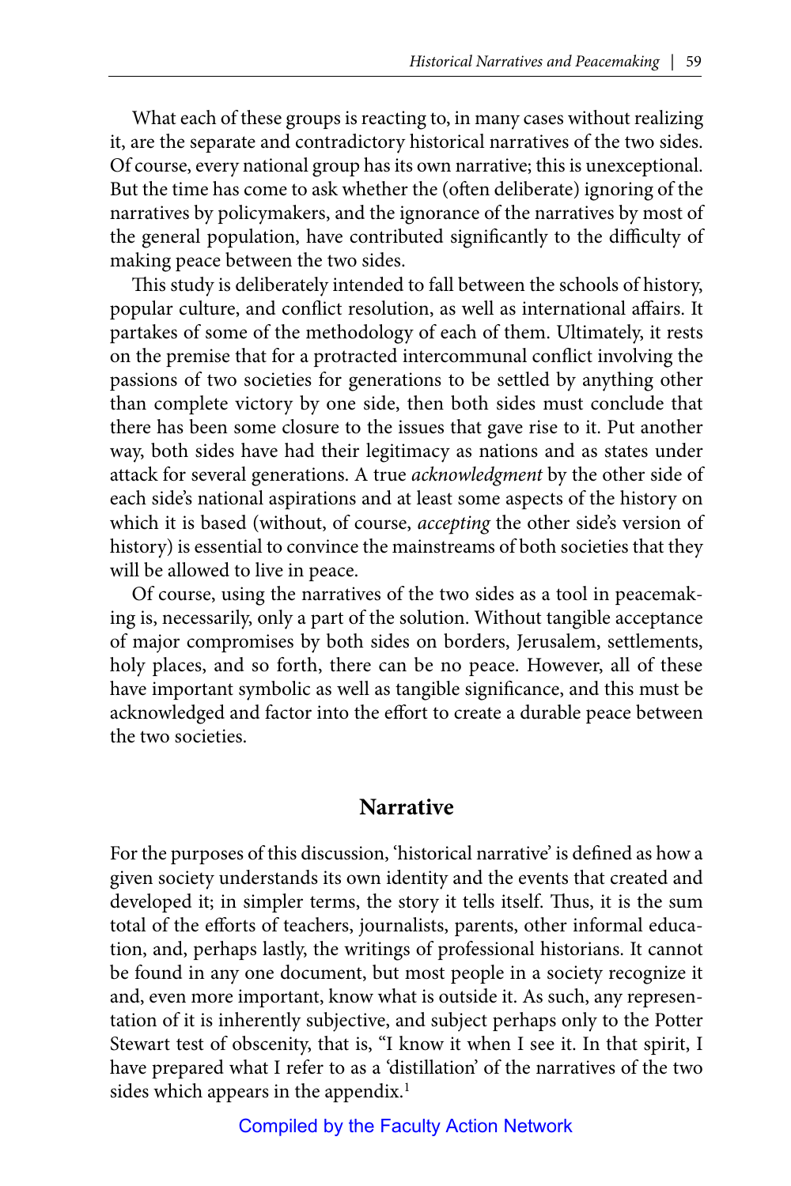What each of these groups is reacting to, in many cases without realizing it, are the separate and contradictory historical narratives of the two sides. Of course, every national group has its own narrative; this is unexceptional. But the time has come to ask whether the (often deliberate) ignoring of the narratives by policymakers, and the ignorance of the narratives by most of the general population, have contributed significantly to the difficulty of making peace between the two sides.

This study is deliberately intended to fall between the schools of history, popular culture, and conflict resolution, as well as international affairs. It partakes of some of the methodology of each of them. Ultimately, it rests on the premise that for a protracted intercommunal conflict involving the passions of two societies for generations to be settled by anything other than complete victory by one side, then both sides must conclude that there has been some closure to the issues that gave rise to it. Put another way, both sides have had their legitimacy as nations and as states under attack for several generations. A true *acknowledgment* by the other side of each side's national aspirations and at least some aspects of the history on which it is based (without, of course, *accepting* the other side's version of history) is essential to convince the mainstreams of both societies that they will be allowed to live in peace.

Of course, using the narratives of the two sides as a tool in peacemaking is, necessarily, only a part of the solution. Without tangible acceptance of major compromises by both sides on borders, Jerusalem, settlements, holy places, and so forth, there can be no peace. However, all of these have important symbolic as well as tangible significance, and this must be acknowledged and factor into the effort to create a durable peace between the two societies.

## Narrative

For the purposes of this discussion, 'historical narrative' is defined as how a given society understands its own identity and the events that created and developed it; in simpler terms, the story it tells itself. Thus, it is the sum total of the efforts of teachers, journalists, parents, other informal education, and, perhaps lastly, the writings of professional historians. It cannot be found in any one document, but most people in a society recognize it and, even more important, know what is outside it. As such, any representation of it is inherently subjective, and subject perhaps only to the Potter Stewart test of obscenity, that is, "I know it when I see it. In that spirit, I have prepared what I refer to as a 'distillation' of the narratives of the two sides which appears in the appendix.[1]

Compiled by the Faculty Action Network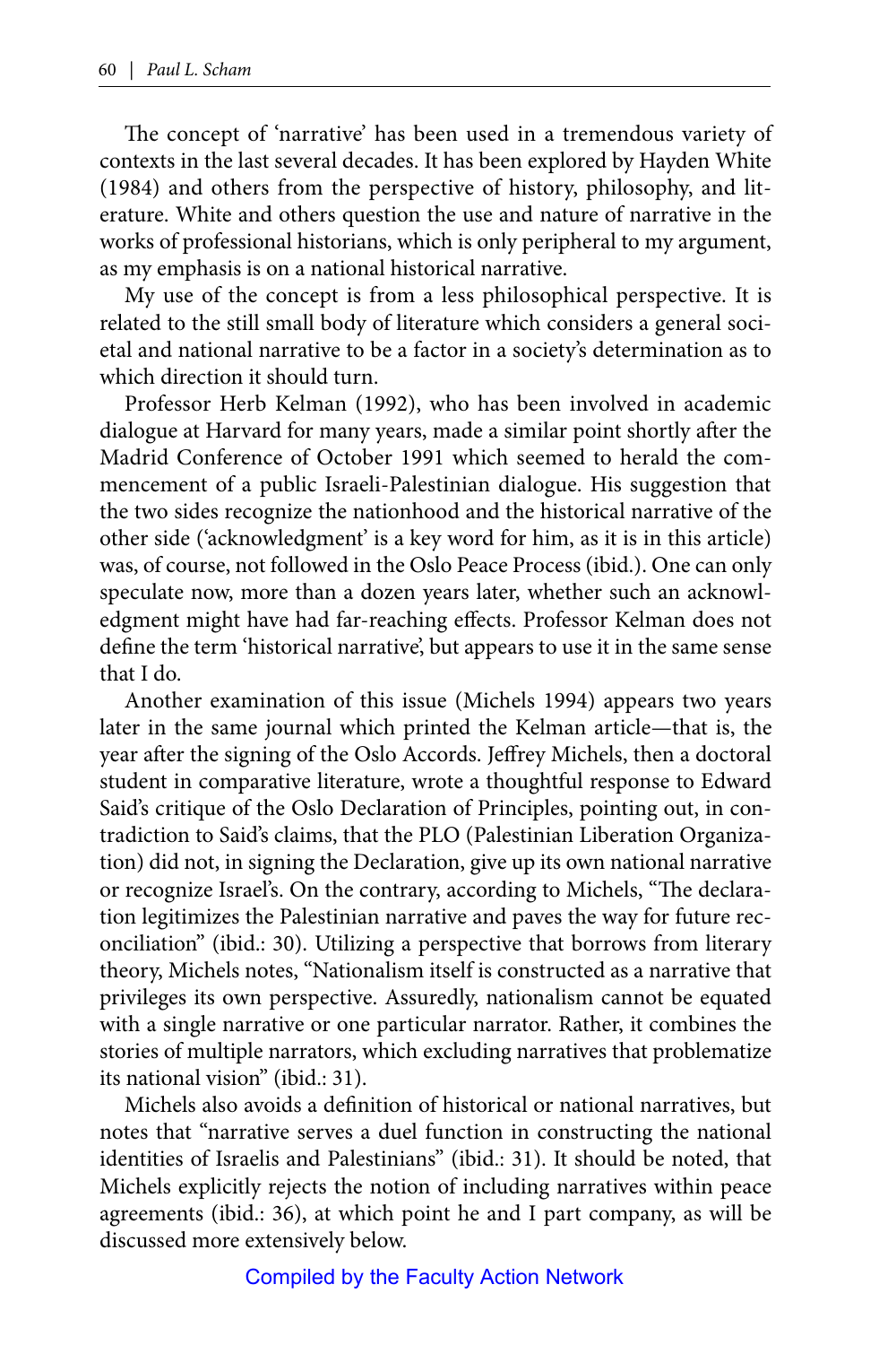The concept of 'narrative' has been used in a tremendous variety of contexts in the last several decades. It has been explored by Hayden White (1984) and others from the perspective of history, philosophy, and literature. White and others question the use and nature of narrative in the works of professional historians, which is only peripheral to my argument, as my emphasis is on a national historical narrative.

My use of the concept is from a less philosophical perspective. It is related to the still small body of literature which considers a general societal and national narrative to be a factor in a society's determination as to which direction it should turn.

Professor Herb Kelman (1992), who has been involved in academic dialogue at Harvard for many years, made a similar point shortly after the Madrid Conference of October 1991 which seemed to herald the commencement of a public Israeli-Palestinian dialogue. His suggestion that the two sides recognize the nationhood and the historical narrative of the other side ('acknowledgment' is a key word for him, as it is in this article) was, of course, not followed in the Oslo Peace Process (ibid.). One can only speculate now, more than a dozen years later, whether such an acknowledgment might have had far-reaching effects. Professor Kelman does not define the term 'historical narrative', but appears to use it in the same sense that I do.

Another examination of this issue (Michels 1994) appears two years later in the same journal which printed the Kelman article—that is, the year after the signing of the Oslo Accords. Jeffrey Michels, then a doctoral student in comparative literature, wrote a thoughtful response to Edward Said's critique of the Oslo Declaration of Principles, pointing out, in contradiction to Said's claims, that the PLO (Palestinian Liberation Organization) did not, in signing the Declaration, give up its own national narrative or recognize Israel's. On the contrary, according to Michels, "The declaration legitimizes the Palestinian narrative and paves the way for future reconciliation" (ibid.: 30). Utilizing a perspective that borrows from literary theory, Michels notes, "Nationalism itself is constructed as a narrative that privileges its own perspective. Assuredly, nationalism cannot be equated with a single narrative or one particular narrator. Rather, it combines the stories of multiple narrators, which excluding narratives that problematize its national vision" (ibid.: 31).

Michels also avoids a definition of historical or national narratives, but notes that "narrative serves a duel function in constructing the national identities of Israelis and Palestinians" (ibid.: 31). It should be noted, that Michels explicitly rejects the notion of including narratives within peace agreements (ibid.: 36), at which point he and I part company, as will be discussed more extensively below.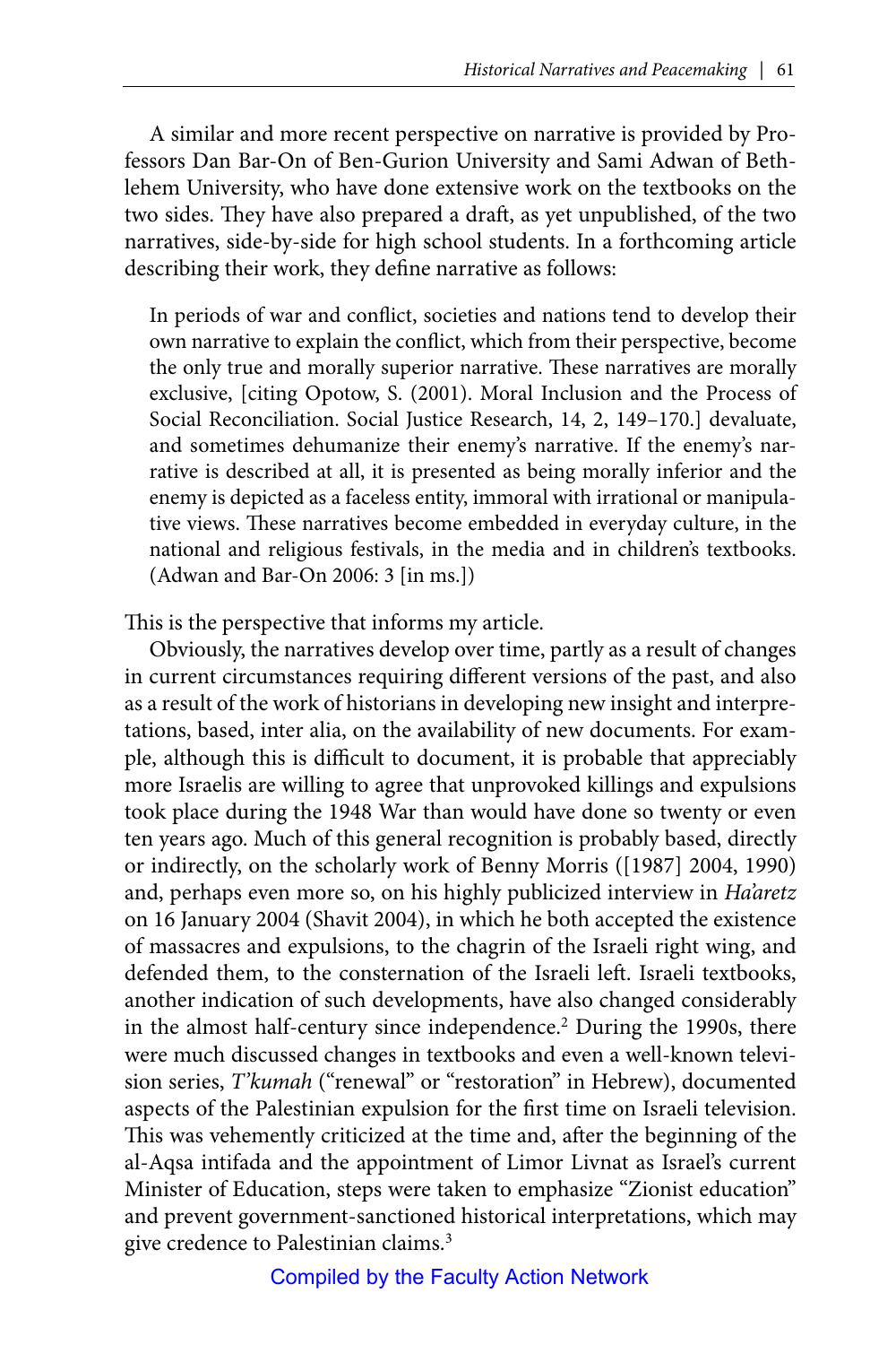A similar and more recent perspective on narrative is provided by Professors Dan Bar-On of Ben-Gurion University and Sami Adwan of Bethlehem University, who have done extensive work on the textbooks on the two sides. They have also prepared a draft, as yet unpublished, of the two narratives, side-by-side for high school students. In a forthcoming article describing their work, they define narrative as follows:

> In periods of war and conflict, societies and nations tend to develop their own narrative to explain the conflict, which from their perspective, become the only true and morally superior narrative. These narratives are morally exclusive, [citing Opotow, S. (2001). Moral Inclusion and the Process of Social Reconciliation. Social Justice Research, 14, 2, 149–170.] devaluate, and sometimes dehumanize their enemy's narrative. If the enemy's narrative is described at all, it is presented as being morally inferior and the enemy is depicted as a faceless entity, immoral with irrational or manipulative views. These narratives become embedded in everyday culture, in the national and religious festivals, in the media and in children's textbooks. (Adwan and Bar-On 2006: 3 [in ms.])

This is the perspective that informs my article.

Obviously, the narratives develop over time, partly as a result of changes in current circumstances requiring different versions of the past, and also as a result of the work of historians in developing new insight and interpretations, based, inter alia, on the availability of new documents. For example, although this is difficult to document, it is probable that appreciably more Israelis are willing to agree that unprovoked killings and expulsions took place during the 1948 War than would have done so twenty or even ten years ago. Much of this general recognition is probably based, directly or indirectly, on the scholarly work of Benny Morris ([1987] 2004, 1990) and, perhaps even more so, on his highly publicized interview in *Ha'aretz* on 16 January 2004 (Shavit 2004), in which he both accepted the existence of massacres and expulsions, to the chagrin of the Israeli right wing, and defended them, to the consternation of the Israeli left. Israeli textbooks, another indication of such developments, have also changed considerably in the almost half-century since independence.[2] During the 1990s, there were much discussed changes in textbooks and even a well-known television series, *T'kumah* ("renewal" or "restoration" in Hebrew), documented aspects of the Palestinian expulsion for the first time on Israeli television. This was vehemently criticized at the time and, after the beginning of the al-Aqsa intifada and the appointment of Limor Livnat as Israel's current Minister of Education, steps were taken to emphasize "Zionist education" and prevent government-sanctioned historical interpretations, which may give credence to Palestinian claims.[3]

Compiled by the Faculty Action Network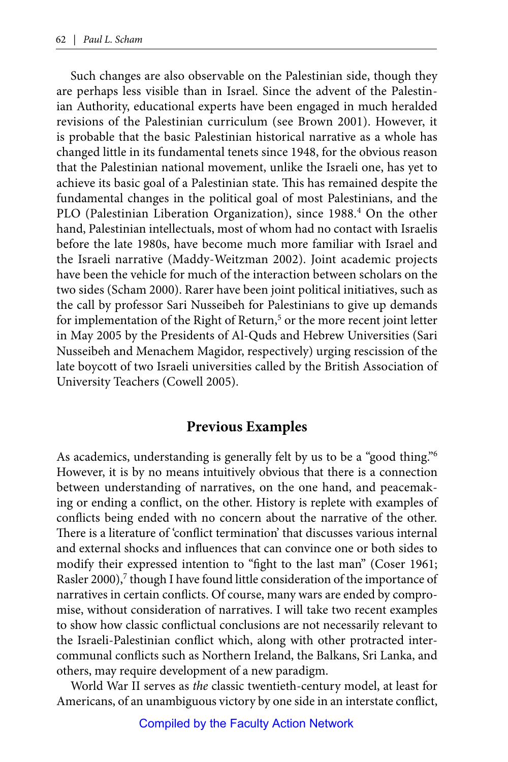Such changes are also observable on the Palestinian side, though they are perhaps less visible than in Israel. Since the advent of the Palestinian Authority, educational experts have been engaged in much heralded revisions of the Palestinian curriculum (see Brown 2001). However, it is probable that the basic Palestinian historical narrative as a whole has changed little in its fundamental tenets since 1948, for the obvious reason that the Palestinian national movement, unlike the Israeli one, has yet to achieve its basic goal of a Palestinian state. This has remained despite the fundamental changes in the political goal of most Palestinians, and the PLO (Palestinian Liberation Organization), since 1988.[4] On the other hand, Palestinian intellectuals, most of whom had no contact with Israelis before the late 1980s, have become much more familiar with Israel and the Israeli narrative (Maddy-Weitzman 2002). Joint academic projects have been the vehicle for much of the interaction between scholars on the two sides (Scham 2000). Rarer have been joint political initiatives, such as the call by professor Sari Nusseibeh for Palestinians to give up demands for implementation of the Right of Return,[5] or the more recent joint letter in May 2005 by the Presidents of Al-Quds and Hebrew Universities (Sari Nusseibeh and Menachem Magidor, respectively) urging rescission of the late boycott of two Israeli universities called by the British Association of University Teachers (Cowell 2005).

## Previous Examples

As academics, understanding is generally felt by us to be a "good thing."[6] However, it is by no means intuitively obvious that there is a connection between understanding of narratives, on the one hand, and peacemaking or ending a conflict, on the other. History is replete with examples of conflicts being ended with no concern about the narrative of the other. There is a literature of 'conflict termination' that discusses various internal and external shocks and influences that can convince one or both sides to modify their expressed intention to "fight to the last man" (Coser 1961; Rasler 2000),[7] though I have found little consideration of the importance of narratives in certain conflicts. Of course, many wars are ended by compromise, without consideration of narratives. I will take two recent examples to show how classic conflictual conclusions are not necessarily relevant to the Israeli-Palestinian conflict which, along with other protracted intercommunal conflicts such as Northern Ireland, the Balkans, Sri Lanka, and others, may require development of a new paradigm.

World War II serves as *the* classic twentieth-century model, at least for Americans, of an unambiguous victory by one side in an interstate conflict,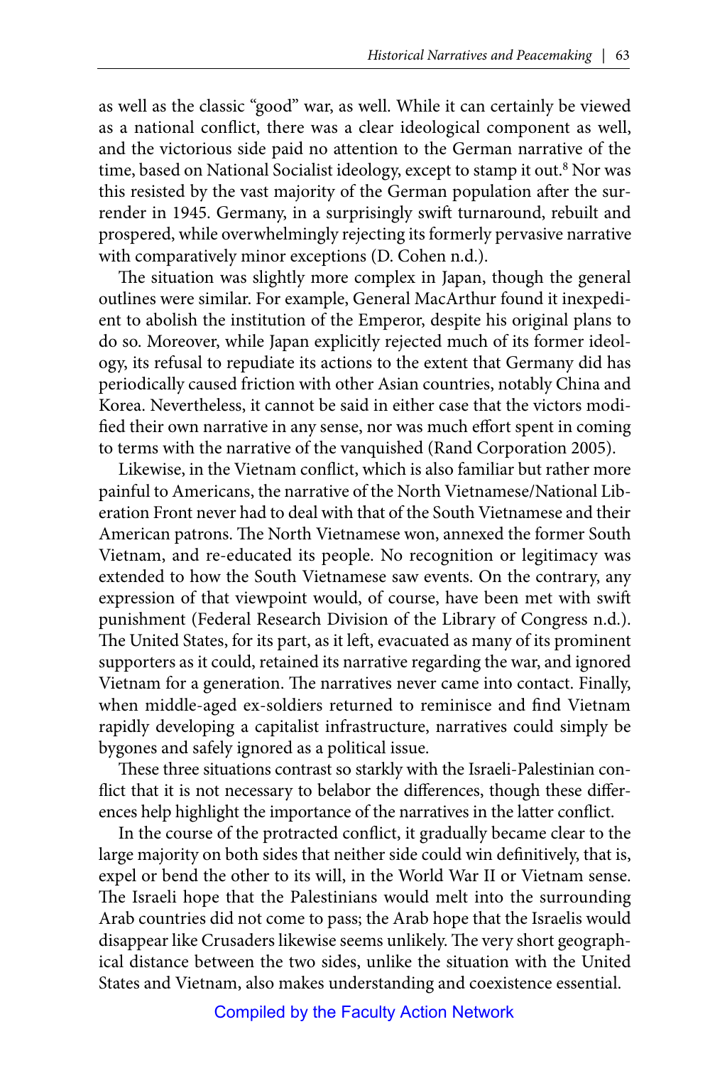as well as the classic "good" war, as well. While it can certainly be viewed as a national conflict, there was a clear ideological component as well, and the victorious side paid no attention to the German narrative of the time, based on National Socialist ideology, except to stamp it out.[8] Nor was this resisted by the vast majority of the German population after the surrender in 1945. Germany, in a surprisingly swift turnaround, rebuilt and prospered, while overwhelmingly rejecting its formerly pervasive narrative with comparatively minor exceptions (D. Cohen n.d.).

The situation was slightly more complex in Japan, though the general outlines were similar. For example, General MacArthur found it inexpedient to abolish the institution of the Emperor, despite his original plans to do so. Moreover, while Japan explicitly rejected much of its former ideology, its refusal to repudiate its actions to the extent that Germany did has periodically caused friction with other Asian countries, notably China and Korea. Nevertheless, it cannot be said in either case that the victors modified their own narrative in any sense, nor was much effort spent in coming to terms with the narrative of the vanquished (Rand Corporation 2005).

Likewise, in the Vietnam conflict, which is also familiar but rather more painful to Americans, the narrative of the North Vietnamese/National Liberation Front never had to deal with that of the South Vietnamese and their American patrons. The North Vietnamese won, annexed the former South Vietnam, and re-educated its people. No recognition or legitimacy was extended to how the South Vietnamese saw events. On the contrary, any expression of that viewpoint would, of course, have been met with swift punishment (Federal Research Division of the Library of Congress n.d.). The United States, for its part, as it left, evacuated as many of its prominent supporters as it could, retained its narrative regarding the war, and ignored Vietnam for a generation. The narratives never came into contact. Finally, when middle-aged ex-soldiers returned to reminisce and find Vietnam rapidly developing a capitalist infrastructure, narratives could simply be bygones and safely ignored as a political issue.

These three situations contrast so starkly with the Israeli-Palestinian conflict that it is not necessary to belabor the differences, though these differences help highlight the importance of the narratives in the latter conflict.

In the course of the protracted conflict, it gradually became clear to the large majority on both sides that neither side could win definitively, that is, expel or bend the other to its will, in the World War II or Vietnam sense. The Israeli hope that the Palestinians would melt into the surrounding Arab countries did not come to pass; the Arab hope that the Israelis would disappear like Crusaders likewise seems unlikely. The very short geographical distance between the two sides, unlike the situation with the United States and Vietnam, also makes understanding and coexistence essential.

Compiled by the Faculty Action Network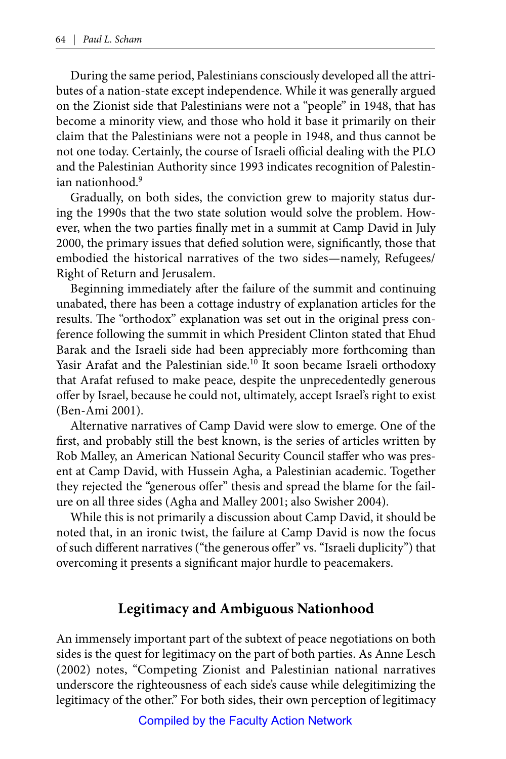During the same period, Palestinians consciously developed all the attributes of a nation-state except independence. While it was generally argued on the Zionist side that Palestinians were not a "people" in 1948, that has become a minority view, and those who hold it base it primarily on their claim that the Palestinians were not a people in 1948, and thus cannot be not one today. Certainly, the course of Israeli official dealing with the PLO and the Palestinian Authority since 1993 indicates recognition of Palestinian nationhood.[9]

Gradually, on both sides, the conviction grew to majority status during the 1990s that the two state solution would solve the problem. However, when the two parties finally met in a summit at Camp David in July 2000, the primary issues that defied solution were, significantly, those that embodied the historical narratives of the two sides—namely, Refugees/Right of Return and Jerusalem.

Beginning immediately after the failure of the summit and continuing unabated, there has been a cottage industry of explanation articles for the results. The "orthodox" explanation was set out in the original press conference following the summit in which President Clinton stated that Ehud Barak and the Israeli side had been appreciably more forthcoming than Yasir Arafat and the Palestinian side.[10] It soon became Israeli orthodoxy that Arafat refused to make peace, despite the unprecedentedly generous offer by Israel, because he could not, ultimately, accept Israel's right to exist (Ben-Ami 2001).

Alternative narratives of Camp David were slow to emerge. One of the first, and probably still the best known, is the series of articles written by Rob Malley, an American National Security Council staffer who was present at Camp David, with Hussein Agha, a Palestinian academic. Together they rejected the "generous offer" thesis and spread the blame for the failure on all three sides (Agha and Malley 2001; also Swisher 2004).

While this is not primarily a discussion about Camp David, it should be noted that, in an ironic twist, the failure at Camp David is now the focus of such different narratives ("the generous offer" vs. "Israeli duplicity") that overcoming it presents a significant major hurdle to peacemakers.

## Legitimacy and Ambiguous Nationhood

An immensely important part of the subtext of peace negotiations on both sides is the quest for legitimacy on the part of both parties. As Anne Lesch (2002) notes, "Competing Zionist and Palestinian national narratives underscore the righteousness of each side's cause while delegitimizing the legitimacy of the other." For both sides, their own perception of legitimacy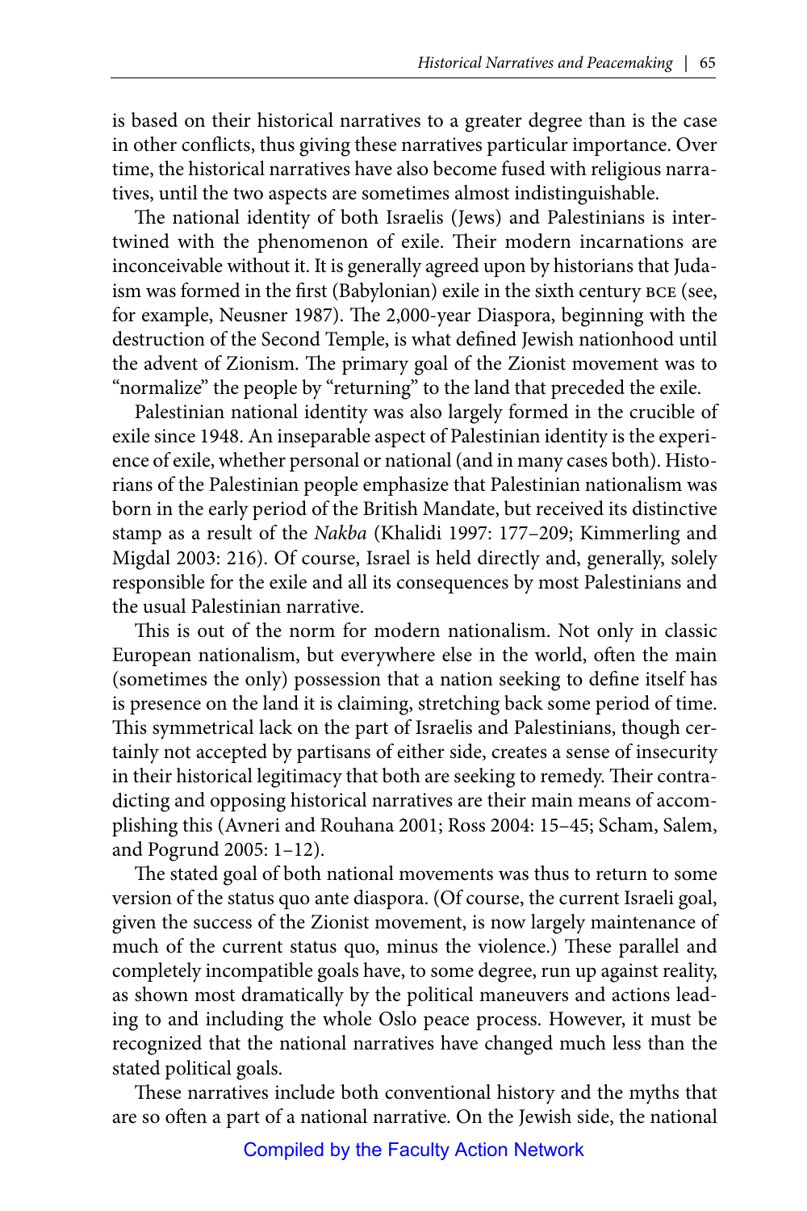is based on their historical narratives to a greater degree than is the case in other conflicts, thus giving these narratives particular importance. Over time, the historical narratives have also become fused with religious narratives, until the two aspects are sometimes almost indistinguishable.

The national identity of both Israelis (Jews) and Palestinians is intertwined with the phenomenon of exile. Their modern incarnations are inconceivable without it. It is generally agreed upon by historians that Judaism was formed in the first (Babylonian) exile in the sixth century BCE (see, for example, Neusner 1987). The 2,000-year Diaspora, beginning with the destruction of the Second Temple, is what defined Jewish nationhood until the advent of Zionism. The primary goal of the Zionist movement was to "normalize" the people by "returning" to the land that preceded the exile.

Palestinian national identity was also largely formed in the crucible of exile since 1948. An inseparable aspect of Palestinian identity is the experience of exile, whether personal or national (and in many cases both). Historians of the Palestinian people emphasize that Palestinian nationalism was born in the early period of the British Mandate, but received its distinctive stamp as a result of the *Nakba* (Khalidi 1997: 177–209; Kimmerling and Migdal 2003: 216). Of course, Israel is held directly and, generally, solely responsible for the exile and all its consequences by most Palestinians and the usual Palestinian narrative.

This is out of the norm for modern nationalism. Not only in classic European nationalism, but everywhere else in the world, often the main (sometimes the only) possession that a nation seeking to define itself has is presence on the land it is claiming, stretching back some period of time. This symmetrical lack on the part of Israelis and Palestinians, though certainly not accepted by partisans of either side, creates a sense of insecurity in their historical legitimacy that both are seeking to remedy. Their contradicting and opposing historical narratives are their main means of accomplishing this (Avneri and Rouhana 2001; Ross 2004: 15–45; Scham, Salem, and Pogrund 2005: 1–12).

The stated goal of both national movements was thus to return to some version of the status quo ante diaspora. (Of course, the current Israeli goal, given the success of the Zionist movement, is now largely maintenance of much of the current status quo, minus the violence.) These parallel and completely incompatible goals have, to some degree, run up against reality, as shown most dramatically by the political maneuvers and actions leading to and including the whole Oslo peace process. However, it must be recognized that the national narratives have changed much less than the stated political goals.

These narratives include both conventional history and the myths that are so often a part of a national narrative. On the Jewish side, the national

Compiled by the Faculty Action Network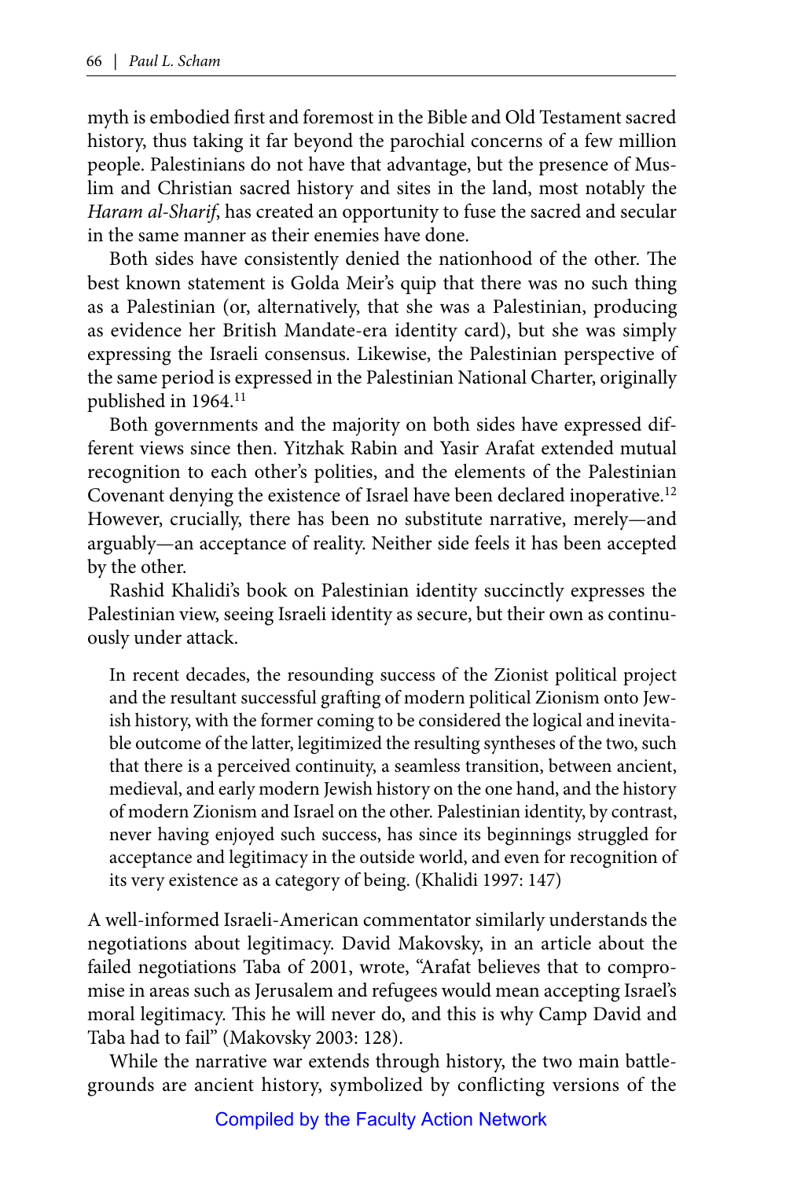myth is embodied first and foremost in the Bible and Old Testament sacred history, thus taking it far beyond the parochial concerns of a few million people. Palestinians do not have that advantage, but the presence of Muslim and Christian sacred history and sites in the land, most notably the *Haram al-Sharif*, has created an opportunity to fuse the sacred and secular in the same manner as their enemies have done.

Both sides have consistently denied the nationhood of the other. The best known statement is Golda Meir's quip that there was no such thing as a Palestinian (or, alternatively, that she was a Palestinian, producing as evidence her British Mandate-era identity card), but she was simply expressing the Israeli consensus. Likewise, the Palestinian perspective of the same period is expressed in the Palestinian National Charter, originally published in 1964.[11]

Both governments and the majority on both sides have expressed different views since then. Yitzhak Rabin and Yasir Arafat extended mutual recognition to each other's polities, and the elements of the Palestinian Covenant denying the existence of Israel have been declared inoperative.[12] However, crucially, there has been no substitute narrative, merely—and arguably—an acceptance of reality. Neither side feels it has been accepted by the other.

Rashid Khalidi's book on Palestinian identity succinctly expresses the Palestinian view, seeing Israeli identity as secure, but their own as continuously under attack.

> In recent decades, the resounding success of the Zionist political project and the resultant successful grafting of modern political Zionism onto Jewish history, with the former coming to be considered the logical and inevitable outcome of the latter, legitimized the resulting syntheses of the two, such that there is a perceived continuity, a seamless transition, between ancient, medieval, and early modern Jewish history on the one hand, and the history of modern Zionism and Israel on the other. Palestinian identity, by contrast, never having enjoyed such success, has since its beginnings struggled for acceptance and legitimacy in the outside world, and even for recognition of its very existence as a category of being. (Khalidi 1997: 147)

A well-informed Israeli-American commentator similarly understands the negotiations about legitimacy. David Makovsky, in an article about the failed negotiations Taba of 2001, wrote, "Arafat believes that to compromise in areas such as Jerusalem and refugees would mean accepting Israel's moral legitimacy. This he will never do, and this is why Camp David and Taba had to fail" (Makovsky 2003: 128).

While the narrative war extends through history, the two main battlegrounds are ancient history, symbolized by conflicting versions of the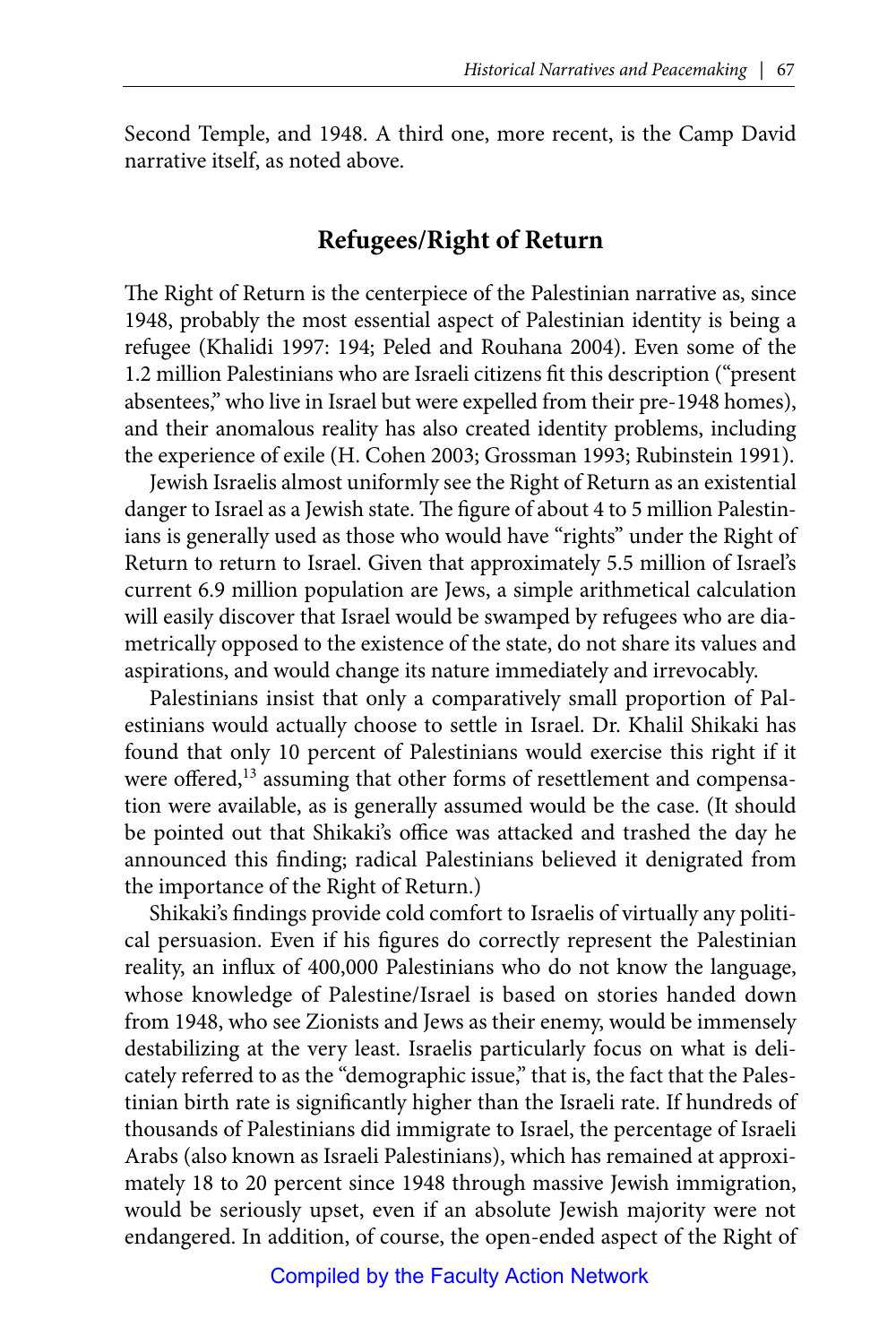Second Temple, and 1948. A third one, more recent, is the Camp David narrative itself, as noted above.

## Refugees/Right of Return

The Right of Return is the centerpiece of the Palestinian narrative as, since 1948, probably the most essential aspect of Palestinian identity is being a refugee (Khalidi 1997: 194; Peled and Rouhana 2004). Even some of the 1.2 million Palestinians who are Israeli citizens fit this description ("present absentees," who live in Israel but were expelled from their pre-1948 homes), and their anomalous reality has also created identity problems, including the experience of exile (H. Cohen 2003; Grossman 1993; Rubinstein 1991).

Jewish Israelis almost uniformly see the Right of Return as an existential danger to Israel as a Jewish state. The figure of about 4 to 5 million Palestinians is generally used as those who would have "rights" under the Right of Return to return to Israel. Given that approximately 5.5 million of Israel's current 6.9 million population are Jews, a simple arithmetical calculation will easily discover that Israel would be swamped by refugees who are diametrically opposed to the existence of the state, do not share its values and aspirations, and would change its nature immediately and irrevocably.

Palestinians insist that only a comparatively small proportion of Palestinians would actually choose to settle in Israel. Dr. Khalil Shikaki has found that only 10 percent of Palestinians would exercise this right if it were offered,[13] assuming that other forms of resettlement and compensation were available, as is generally assumed would be the case. (It should be pointed out that Shikaki's office was attacked and trashed the day he announced this finding; radical Palestinians believed it denigrated from the importance of the Right of Return.)

Shikaki's findings provide cold comfort to Israelis of virtually any political persuasion. Even if his figures do correctly represent the Palestinian reality, an influx of 400,000 Palestinians who do not know the language, whose knowledge of Palestine/Israel is based on stories handed down from 1948, who see Zionists and Jews as their enemy, would be immensely destabilizing at the very least. Israelis particularly focus on what is delicately referred to as the "demographic issue," that is, the fact that the Palestinian birth rate is significantly higher than the Israeli rate. If hundreds of thousands of Palestinians did immigrate to Israel, the percentage of Israeli Arabs (also known as Israeli Palestinians), which has remained at approximately 18 to 20 percent since 1948 through massive Jewish immigration, would be seriously upset, even if an absolute Jewish majority were not endangered. In addition, of course, the open-ended aspect of the Right of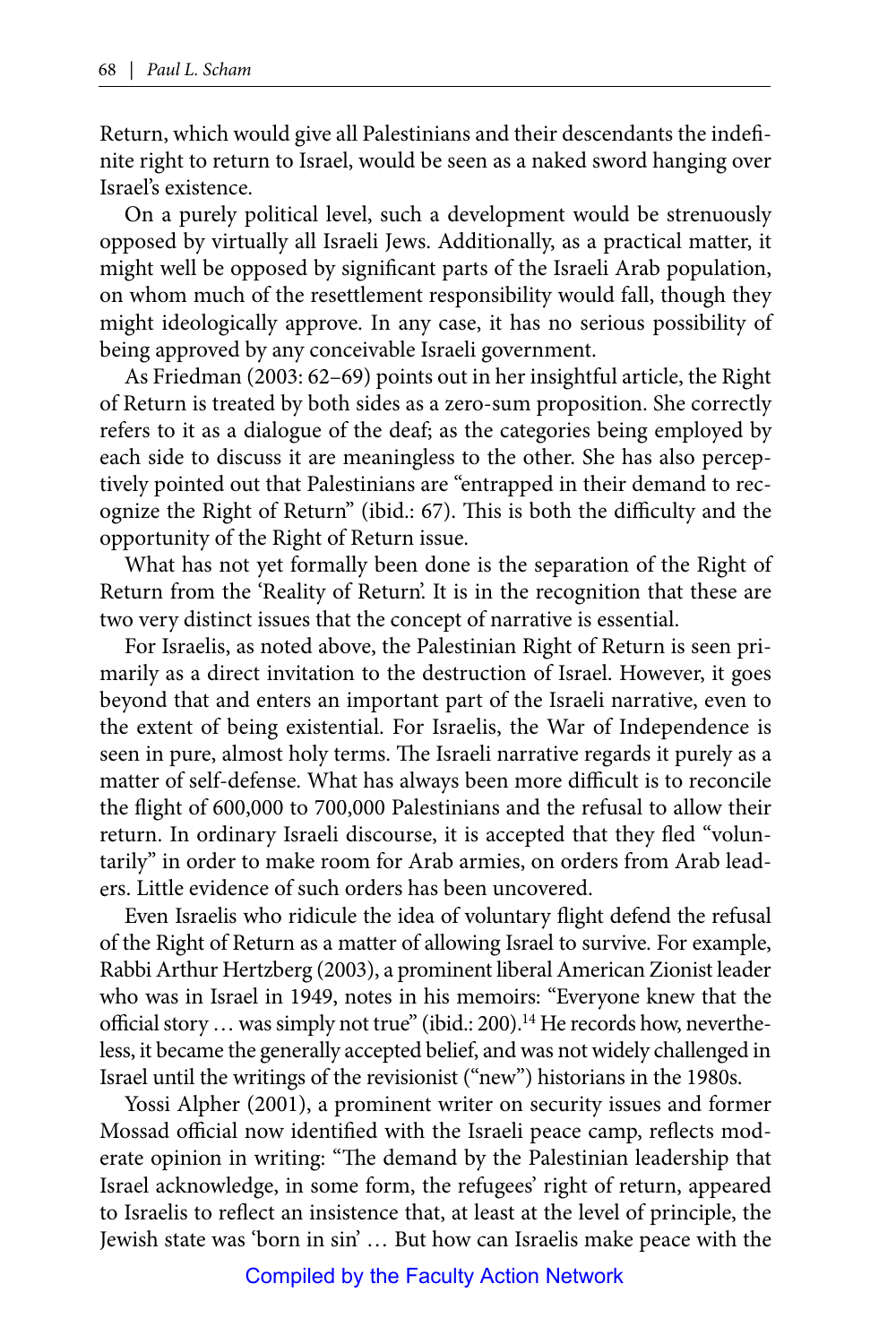Return, which would give all Palestinians and their descendants the indefinite right to return to Israel, would be seen as a naked sword hanging over Israel's existence.

On a purely political level, such a development would be strenuously opposed by virtually all Israeli Jews. Additionally, as a practical matter, it might well be opposed by significant parts of the Israeli Arab population, on whom much of the resettlement responsibility would fall, though they might ideologically approve. In any case, it has no serious possibility of being approved by any conceivable Israeli government.

As Friedman (2003: 62–69) points out in her insightful article, the Right of Return is treated by both sides as a zero-sum proposition. She correctly refers to it as a dialogue of the deaf; as the categories being employed by each side to discuss it are meaningless to the other. She has also perceptively pointed out that Palestinians are "entrapped in their demand to recognize the Right of Return" (ibid.: 67). This is both the difficulty and the opportunity of the Right of Return issue.

What has not yet formally been done is the separation of the Right of Return from the 'Reality of Return'. It is in the recognition that these are two very distinct issues that the concept of narrative is essential.

For Israelis, as noted above, the Palestinian Right of Return is seen primarily as a direct invitation to the destruction of Israel. However, it goes beyond that and enters an important part of the Israeli narrative, even to the extent of being existential. For Israelis, the War of Independence is seen in pure, almost holy terms. The Israeli narrative regards it purely as a matter of self-defense. What has always been more difficult is to reconcile the flight of 600,000 to 700,000 Palestinians and the refusal to allow their return. In ordinary Israeli discourse, it is accepted that they fled "voluntarily" in order to make room for Arab armies, on orders from Arab leaders. Little evidence of such orders has been uncovered.

Even Israelis who ridicule the idea of voluntary flight defend the refusal of the Right of Return as a matter of allowing Israel to survive. For example, Rabbi Arthur Hertzberg (2003), a prominent liberal American Zionist leader who was in Israel in 1949, notes in his memoirs: "Everyone knew that the official story … was simply not true" (ibid.: 200).[14] He records how, nevertheless, it became the generally accepted belief, and was not widely challenged in Israel until the writings of the revisionist ("new") historians in the 1980s.

Yossi Alpher (2001), a prominent writer on security issues and former Mossad official now identified with the Israeli peace camp, reflects moderate opinion in writing: "The demand by the Palestinian leadership that Israel acknowledge, in some form, the refugees' right of return, appeared to Israelis to reflect an insistence that, at least at the level of principle, the Jewish state was 'born in sin' … But how can Israelis make peace with the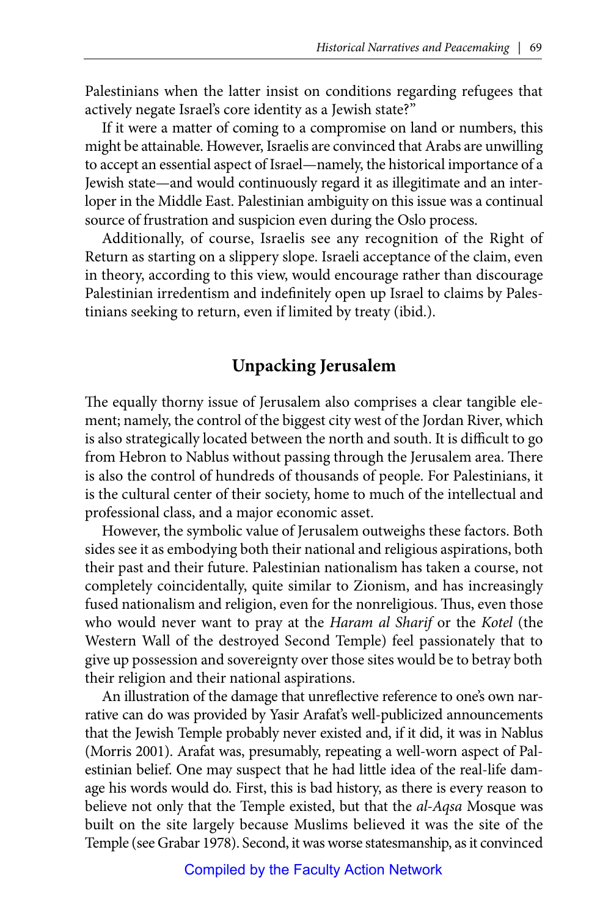Palestinians when the latter insist on conditions regarding refugees that actively negate Israel's core identity as a Jewish state?"

If it were a matter of coming to a compromise on land or numbers, this might be attainable. However, Israelis are convinced that Arabs are unwilling to accept an essential aspect of Israel—namely, the historical importance of a Jewish state—and would continuously regard it as illegitimate and an interloper in the Middle East. Palestinian ambiguity on this issue was a continual source of frustration and suspicion even during the Oslo process.

Additionally, of course, Israelis see any recognition of the Right of Return as starting on a slippery slope. Israeli acceptance of the claim, even in theory, according to this view, would encourage rather than discourage Palestinian irredentism and indefinitely open up Israel to claims by Palestinians seeking to return, even if limited by treaty (ibid.).

## Unpacking Jerusalem

The equally thorny issue of Jerusalem also comprises a clear tangible element; namely, the control of the biggest city west of the Jordan River, which is also strategically located between the north and south. It is difficult to go from Hebron to Nablus without passing through the Jerusalem area. There is also the control of hundreds of thousands of people. For Palestinians, it is the cultural center of their society, home to much of the intellectual and professional class, and a major economic asset.

However, the symbolic value of Jerusalem outweighs these factors. Both sides see it as embodying both their national and religious aspirations, both their past and their future. Palestinian nationalism has taken a course, not completely coincidentally, quite similar to Zionism, and has increasingly fused nationalism and religion, even for the nonreligious. Thus, even those who would never want to pray at the *Haram al Sharif* or the *Kotel* (the Western Wall of the destroyed Second Temple) feel passionately that to give up possession and sovereignty over those sites would be to betray both their religion and their national aspirations.

An illustration of the damage that unreflective reference to one's own narrative can do was provided by Yasir Arafat's well-publicized announcements that the Jewish Temple probably never existed and, if it did, it was in Nablus (Morris 2001). Arafat was, presumably, repeating a well-worn aspect of Palestinian belief. One may suspect that he had little idea of the real-life damage his words would do. First, this is bad history, as there is every reason to believe not only that the Temple existed, but that the *al-Aqsa* Mosque was built on the site largely because Muslims believed it was the site of the Temple (see Grabar 1978). Second, it was worse statesmanship, as it convinced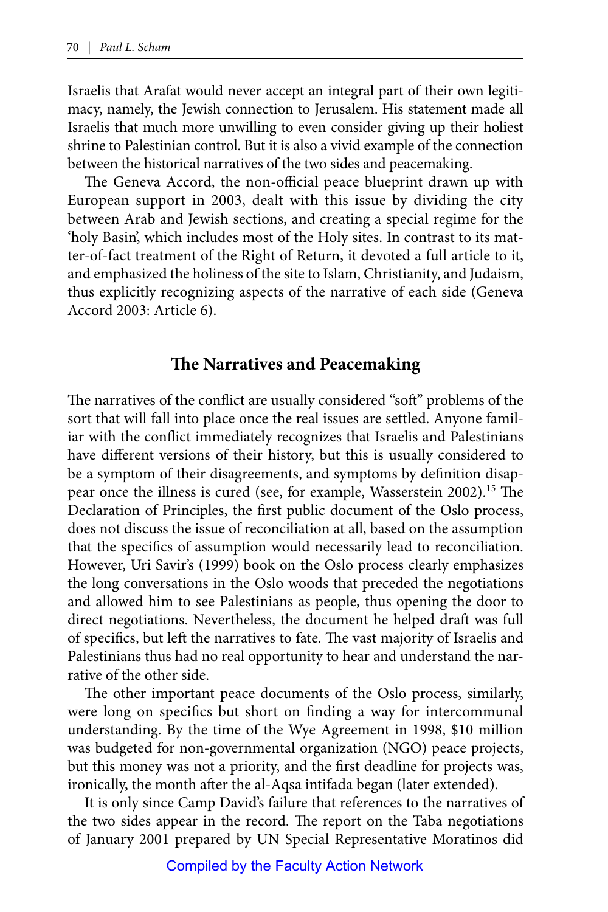Israelis that Arafat would never accept an integral part of their own legitimacy, namely, the Jewish connection to Jerusalem. His statement made all Israelis that much more unwilling to even consider giving up their holiest shrine to Palestinian control. But it is also a vivid example of the connection between the historical narratives of the two sides and peacemaking.

The Geneva Accord, the non-official peace blueprint drawn up with European support in 2003, dealt with this issue by dividing the city between Arab and Jewish sections, and creating a special regime for the 'holy Basin', which includes most of the Holy sites. In contrast to its matter-of-fact treatment of the Right of Return, it devoted a full article to it, and emphasized the holiness of the site to Islam, Christianity, and Judaism, thus explicitly recognizing aspects of the narrative of each side (Geneva Accord 2003: Article 6).

## The Narratives and Peacemaking

The narratives of the conflict are usually considered "soft" problems of the sort that will fall into place once the real issues are settled. Anyone familiar with the conflict immediately recognizes that Israelis and Palestinians have different versions of their history, but this is usually considered to be a symptom of their disagreements, and symptoms by definition disappear once the illness is cured (see, for example, Wasserstein 2002).[15] The Declaration of Principles, the first public document of the Oslo process, does not discuss the issue of reconciliation at all, based on the assumption that the specifics of assumption would necessarily lead to reconciliation. However, Uri Savir's (1999) book on the Oslo process clearly emphasizes the long conversations in the Oslo woods that preceded the negotiations and allowed him to see Palestinians as people, thus opening the door to direct negotiations. Nevertheless, the document he helped draft was full of specifics, but left the narratives to fate. The vast majority of Israelis and Palestinians thus had no real opportunity to hear and understand the narrative of the other side.

The other important peace documents of the Oslo process, similarly, were long on specifics but short on finding a way for intercommunal understanding. By the time of the Wye Agreement in 1998, $10 million was budgeted for non-governmental organization (NGO) peace projects, but this money was not a priority, and the first deadline for projects was, ironically, the month after the al-Aqsa intifada began (later extended).

It is only since Camp David's failure that references to the narratives of the two sides appear in the record. The report on the Taba negotiations of January 2001 prepared by UN Special Representative Moratinos did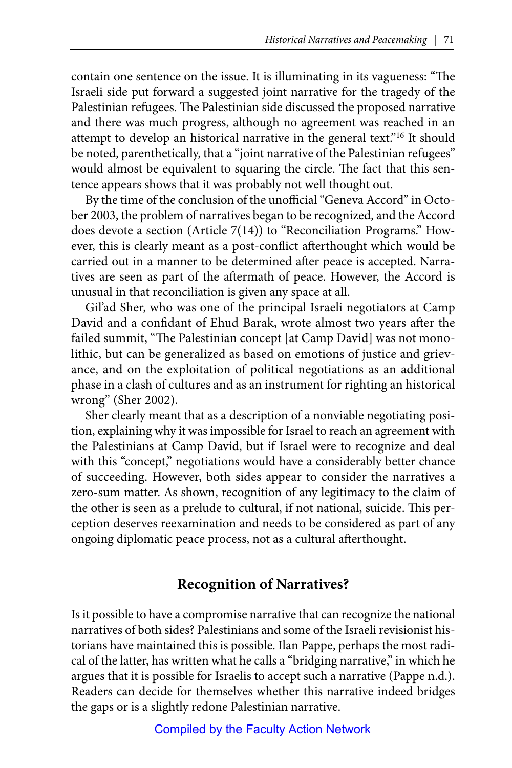contain one sentence on the issue. It is illuminating in its vagueness: "The Israeli side put forward a suggested joint narrative for the tragedy of the Palestinian refugees. The Palestinian side discussed the proposed narrative and there was much progress, although no agreement was reached in an attempt to develop an historical narrative in the general text."[16] It should be noted, parenthetically, that a "joint narrative of the Palestinian refugees" would almost be equivalent to squaring the circle. The fact that this sentence appears shows that it was probably not well thought out.

By the time of the conclusion of the unofficial "Geneva Accord" in October 2003, the problem of narratives began to be recognized, and the Accord does devote a section (Article 7(14)) to "Reconciliation Programs." However, this is clearly meant as a post-conflict afterthought which would be carried out in a manner to be determined after peace is accepted. Narratives are seen as part of the aftermath of peace. However, the Accord is unusual in that reconciliation is given any space at all.

Gil'ad Sher, who was one of the principal Israeli negotiators at Camp David and a confidant of Ehud Barak, wrote almost two years after the failed summit, "The Palestinian concept [at Camp David] was not monolithic, but can be generalized as based on emotions of justice and grievance, and on the exploitation of political negotiations as an additional phase in a clash of cultures and as an instrument for righting an historical wrong" (Sher 2002).

Sher clearly meant that as a description of a nonviable negotiating position, explaining why it was impossible for Israel to reach an agreement with the Palestinians at Camp David, but if Israel were to recognize and deal with this "concept," negotiations would have a considerably better chance of succeeding. However, both sides appear to consider the narratives a zero-sum matter. As shown, recognition of any legitimacy to the claim of the other is seen as a prelude to cultural, if not national, suicide. This perception deserves reexamination and needs to be considered as part of any ongoing diplomatic peace process, not as a cultural afterthought.

## Recognition of Narratives?

Is it possible to have a compromise narrative that can recognize the national narratives of both sides? Palestinians and some of the Israeli revisionist historians have maintained this is possible. Ilan Pappe, perhaps the most radical of the latter, has written what he calls a "bridging narrative," in which he argues that it is possible for Israelis to accept such a narrative (Pappe n.d.). Readers can decide for themselves whether this narrative indeed bridges the gaps or is a slightly redone Palestinian narrative.

Compiled by the Faculty Action Network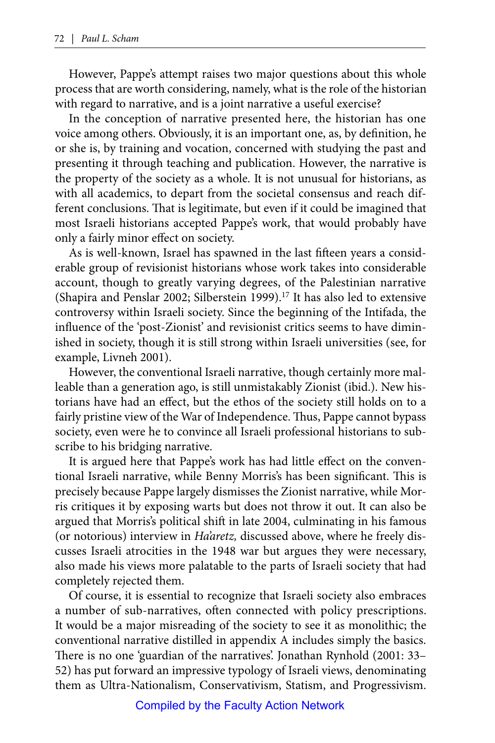However, Pappe's attempt raises two major questions about this whole process that are worth considering, namely, what is the role of the historian with regard to narrative, and is a joint narrative a useful exercise?

In the conception of narrative presented here, the historian has one voice among others. Obviously, it is an important one, as, by definition, he or she is, by training and vocation, concerned with studying the past and presenting it through teaching and publication. However, the narrative is the property of the society as a whole. It is not unusual for historians, as with all academics, to depart from the societal consensus and reach different conclusions. That is legitimate, but even if it could be imagined that most Israeli historians accepted Pappe's work, that would probably have only a fairly minor effect on society.

As is well-known, Israel has spawned in the last fifteen years a considerable group of revisionist historians whose work takes into considerable account, though to greatly varying degrees, of the Palestinian narrative (Shapira and Penslar 2002; Silberstein 1999).[17] It has also led to extensive controversy within Israeli society. Since the beginning of the Intifada, the influence of the 'post-Zionist' and revisionist critics seems to have diminished in society, though it is still strong within Israeli universities (see, for example, Livneh 2001).

However, the conventional Israeli narrative, though certainly more malleable than a generation ago, is still unmistakably Zionist (ibid.). New historians have had an effect, but the ethos of the society still holds on to a fairly pristine view of the War of Independence. Thus, Pappe cannot bypass society, even were he to convince all Israeli professional historians to subscribe to his bridging narrative.

It is argued here that Pappe's work has had little effect on the conventional Israeli narrative, while Benny Morris's has been significant. This is precisely because Pappe largely dismisses the Zionist narrative, while Morris critiques it by exposing warts but does not throw it out. It can also be argued that Morris's political shift in late 2004, culminating in his famous (or notorious) interview in *Ha'aretz,* discussed above, where he freely discusses Israeli atrocities in the 1948 war but argues they were necessary, also made his views more palatable to the parts of Israeli society that had completely rejected them.

Of course, it is essential to recognize that Israeli society also embraces a number of sub-narratives, often connected with policy prescriptions. It would be a major misreading of the society to see it as monolithic; the conventional narrative distilled in appendix A includes simply the basics. There is no one 'guardian of the narratives'. Jonathan Rynhold (2001: 33–52) has put forward an impressive typology of Israeli views, denominating them as Ultra-Nationalism, Conservativism, Statism, and Progressivism.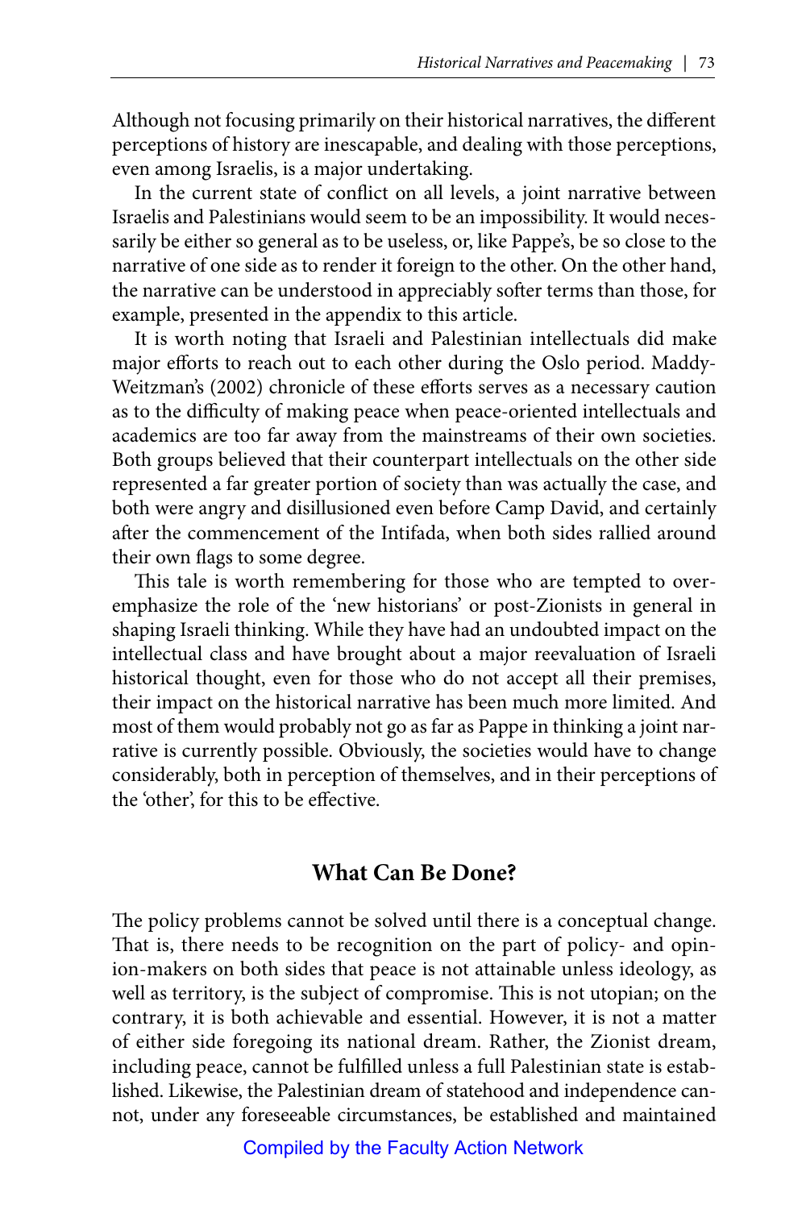Although not focusing primarily on their historical narratives, the different perceptions of history are inescapable, and dealing with those perceptions, even among Israelis, is a major undertaking.

In the current state of conflict on all levels, a joint narrative between Israelis and Palestinians would seem to be an impossibility. It would necessarily be either so general as to be useless, or, like Pappe's, be so close to the narrative of one side as to render it foreign to the other. On the other hand, the narrative can be understood in appreciably softer terms than those, for example, presented in the appendix to this article.

It is worth noting that Israeli and Palestinian intellectuals did make major efforts to reach out to each other during the Oslo period. Maddy-Weitzman's (2002) chronicle of these efforts serves as a necessary caution as to the difficulty of making peace when peace-oriented intellectuals and academics are too far away from the mainstreams of their own societies. Both groups believed that their counterpart intellectuals on the other side represented a far greater portion of society than was actually the case, and both were angry and disillusioned even before Camp David, and certainly after the commencement of the Intifada, when both sides rallied around their own flags to some degree.

This tale is worth remembering for those who are tempted to overemphasize the role of the 'new historians' or post-Zionists in general in shaping Israeli thinking. While they have had an undoubted impact on the intellectual class and have brought about a major reevaluation of Israeli historical thought, even for those who do not accept all their premises, their impact on the historical narrative has been much more limited. And most of them would probably not go as far as Pappe in thinking a joint narrative is currently possible. Obviously, the societies would have to change considerably, both in perception of themselves, and in their perceptions of the 'other', for this to be effective.

## What Can Be Done?

The policy problems cannot be solved until there is a conceptual change. That is, there needs to be recognition on the part of policy- and opinion-makers on both sides that peace is not attainable unless ideology, as well as territory, is the subject of compromise. This is not utopian; on the contrary, it is both achievable and essential. However, it is not a matter of either side foregoing its national dream. Rather, the Zionist dream, including peace, cannot be fulfilled unless a full Palestinian state is established. Likewise, the Palestinian dream of statehood and independence cannot, under any foreseeable circumstances, be established and maintained

Compiled by the Faculty Action Network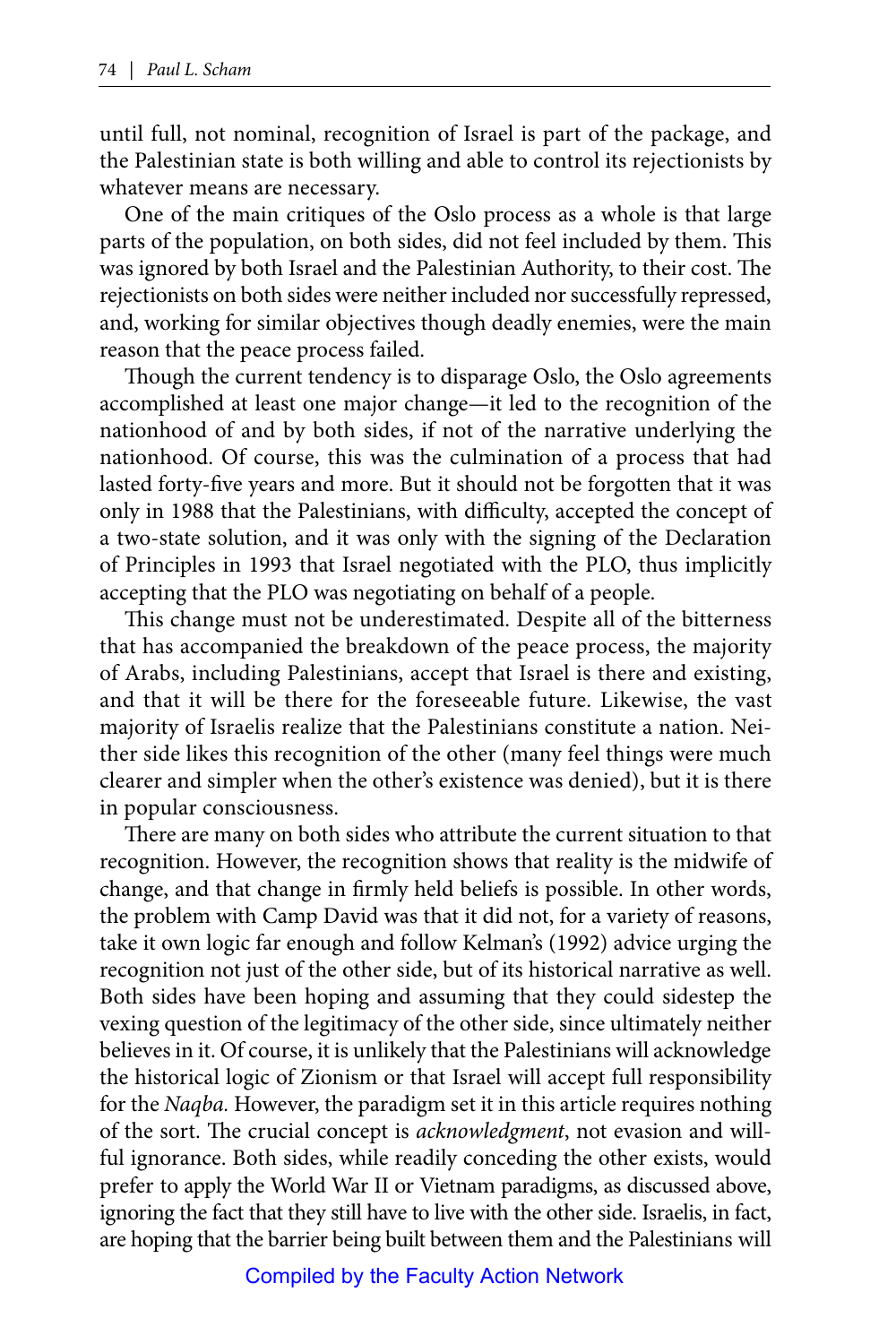until full, not nominal, recognition of Israel is part of the package, and the Palestinian state is both willing and able to control its rejectionists by whatever means are necessary.

One of the main critiques of the Oslo process as a whole is that large parts of the population, on both sides, did not feel included by them. This was ignored by both Israel and the Palestinian Authority, to their cost. The rejectionists on both sides were neither included nor successfully repressed, and, working for similar objectives though deadly enemies, were the main reason that the peace process failed.

Though the current tendency is to disparage Oslo, the Oslo agreements accomplished at least one major change—it led to the recognition of the nationhood of and by both sides, if not of the narrative underlying the nationhood. Of course, this was the culmination of a process that had lasted forty-five years and more. But it should not be forgotten that it was only in 1988 that the Palestinians, with difficulty, accepted the concept of a two-state solution, and it was only with the signing of the Declaration of Principles in 1993 that Israel negotiated with the PLO, thus implicitly accepting that the PLO was negotiating on behalf of a people.

This change must not be underestimated. Despite all of the bitterness that has accompanied the breakdown of the peace process, the majority of Arabs, including Palestinians, accept that Israel is there and existing, and that it will be there for the foreseeable future. Likewise, the vast majority of Israelis realize that the Palestinians constitute a nation. Neither side likes this recognition of the other (many feel things were much clearer and simpler when the other's existence was denied), but it is there in popular consciousness.

There are many on both sides who attribute the current situation to that recognition. However, the recognition shows that reality is the midwife of change, and that change in firmly held beliefs is possible. In other words, the problem with Camp David was that it did not, for a variety of reasons, take it own logic far enough and follow Kelman's (1992) advice urging the recognition not just of the other side, but of its historical narrative as well. Both sides have been hoping and assuming that they could sidestep the vexing question of the legitimacy of the other side, since ultimately neither believes in it. Of course, it is unlikely that the Palestinians will acknowledge the historical logic of Zionism or that Israel will accept full responsibility for the *Naqba.* However, the paradigm set it in this article requires nothing of the sort. The crucial concept is *acknowledgment*, not evasion and willful ignorance. Both sides, while readily conceding the other exists, would prefer to apply the World War II or Vietnam paradigms, as discussed above, ignoring the fact that they still have to live with the other side. Israelis, in fact, are hoping that the barrier being built between them and the Palestinians will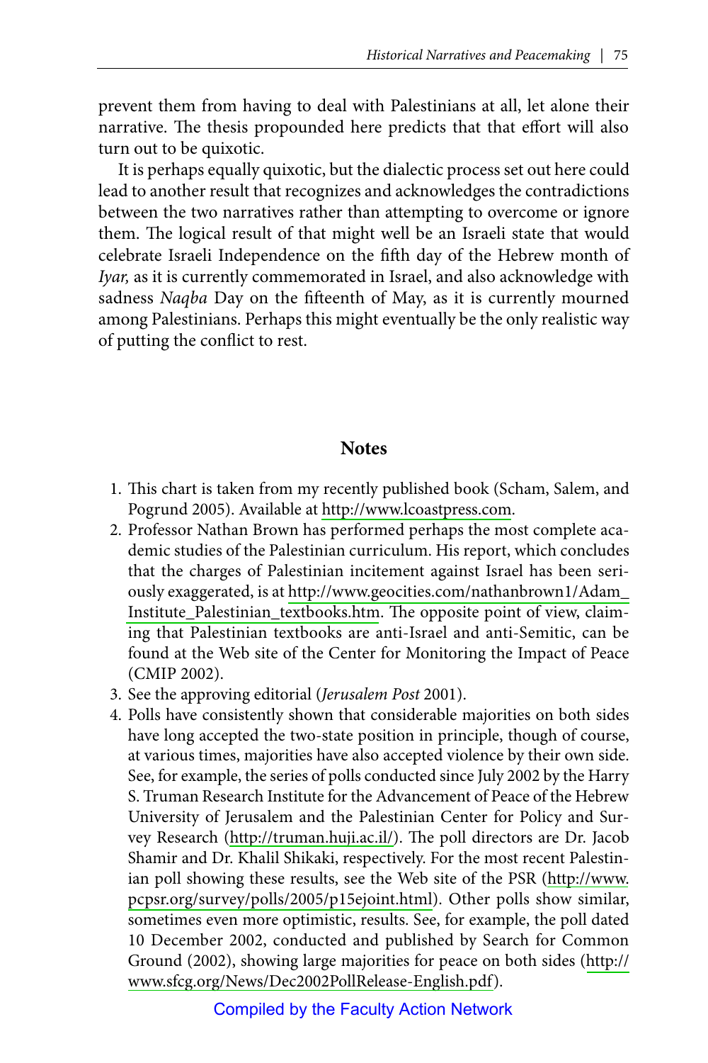prevent them from having to deal with Palestinians at all, let alone their narrative. The thesis propounded here predicts that that effort will also turn out to be quixotic.

It is perhaps equally quixotic, but the dialectic process set out here could lead to another result that recognizes and acknowledges the contradictions between the two narratives rather than attempting to overcome or ignore them. The logical result of that might well be an Israeli state that would celebrate Israeli Independence on the fifth day of the Hebrew month of *Iyar,* as it is currently commemorated in Israel, and also acknowledge with sadness *Naqba* Day on the fifteenth of May, as it is currently mourned among Palestinians. Perhaps this might eventually be the only realistic way of putting the conflict to rest.

## Notes

1. This chart is taken from my recently published book (Scham, Salem, and Pogrund 2005). Available at http://www.lcoastpress.com.
2. Professor Nathan Brown has performed perhaps the most complete academic studies of the Palestinian curriculum. His report, which concludes that the charges of Palestinian incitement against Israel has been seriously exaggerated, is at http://www.geocities.com/nathanbrown1/Adam_Institute_Palestinian_textbooks.htm. The opposite point of view, claiming that Palestinian textbooks are anti-Israel and anti-Semitic, can be found at the Web site of the Center for Monitoring the Impact of Peace (CMIP 2002).
3. See the approving editorial (*Jerusalem Post* 2001).
4. Polls have consistently shown that considerable majorities on both sides have long accepted the two-state position in principle, though of course, at various times, majorities have also accepted violence by their own side. See, for example, the series of polls conducted since July 2002 by the Harry S. Truman Research Institute for the Advancement of Peace of the Hebrew University of Jerusalem and the Palestinian Center for Policy and Survey Research (http://truman.huji.ac.il/). The poll directors are Dr. Jacob Shamir and Dr. Khalil Shikaki, respectively. For the most recent Palestinian poll showing these results, see the Web site of the PSR (http://www.pcpsr.org/survey/polls/2005/p15ejoint.html). Other polls show similar, sometimes even more optimistic, results. See, for example, the poll dated 10 December 2002, conducted and published by Search for Common Ground (2002), showing large majorities for peace on both sides (http://www.sfcg.org/News/Dec2002PollRelease-English.pdf).

Compiled by the Faculty Action Network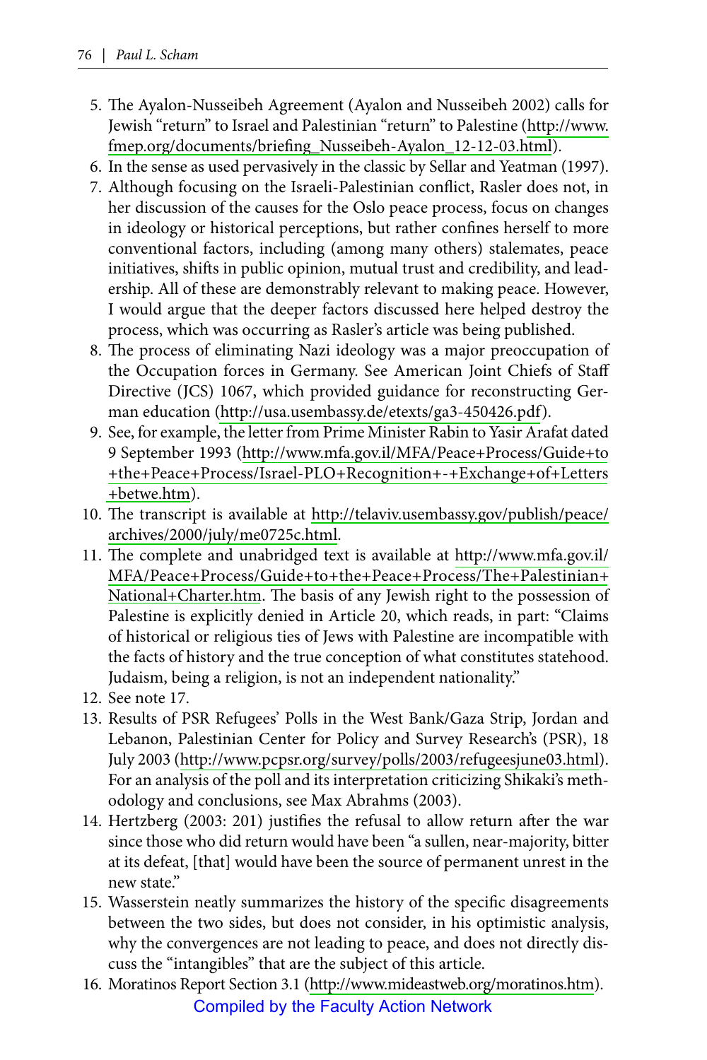5. The Ayalon-Nusseibeh Agreement (Ayalon and Nusseibeh 2002) calls for Jewish "return" to Israel and Palestinian "return" to Palestine (http://www.fmep.org/documents/briefing_Nusseibeh-Ayalon_12-12-03.html).
6. In the sense as used pervasively in the classic by Sellar and Yeatman (1997).
7. Although focusing on the Israeli-Palestinian conflict, Rasler does not, in her discussion of the causes for the Oslo peace process, focus on changes in ideology or historical perceptions, but rather confines herself to more conventional factors, including (among many others) stalemates, peace initiatives, shifts in public opinion, mutual trust and credibility, and leadership. All of these are demonstrably relevant to making peace. However, I would argue that the deeper factors discussed here helped destroy the process, which was occurring as Rasler's article was being published.
8. The process of eliminating Nazi ideology was a major preoccupation of the Occupation forces in Germany. See American Joint Chiefs of Staff Directive (JCS) 1067, which provided guidance for reconstructing German education (http://usa.usembassy.de/etexts/ga3-450426.pdf).
9. See, for example, the letter from Prime Minister Rabin to Yasir Arafat dated 9 September 1993 (http://www.mfa.gov.il/MFA/Peace+Process/Guide+to+the+Peace+Process/Israel-PLO+Recognition+-+Exchange+of+Letters+betwe.htm).
10. The transcript is available at http://telaviv.usembassy.gov/publish/peace/archives/2000/july/me0725c.html.
11. The complete and unabridged text is available at http://www.mfa.gov.il/MFA/Peace+Process/Guide+to+the+Peace+Process/The+Palestinian+National+Charter.htm. The basis of any Jewish right to the possession of Palestine is explicitly denied in Article 20, which reads, in part: "Claims of historical or religious ties of Jews with Palestine are incompatible with the facts of history and the true conception of what constitutes statehood. Judaism, being a religion, is not an independent nationality."
12. See note 17.
13. Results of PSR Refugees' Polls in the West Bank/Gaza Strip, Jordan and Lebanon, Palestinian Center for Policy and Survey Research's (PSR), 18 July 2003 (http://www.pcpsr.org/survey/polls/2003/refugeesjune03.html). For an analysis of the poll and its interpretation criticizing Shikaki's methodology and conclusions, see Max Abrahms (2003).
14. Hertzberg (2003: 201) justifies the refusal to allow return after the war since those who did return would have been "a sullen, near-majority, bitter at its defeat, [that] would have been the source of permanent unrest in the new state."
15. Wasserstein neatly summarizes the history of the specific disagreements between the two sides, but does not consider, in his optimistic analysis, why the convergences are not leading to peace, and does not directly discuss the "intangibles" that are the subject of this article.
16. Moratinos Report Section 3.1 (http://www.mideastweb.org/moratinos.htm).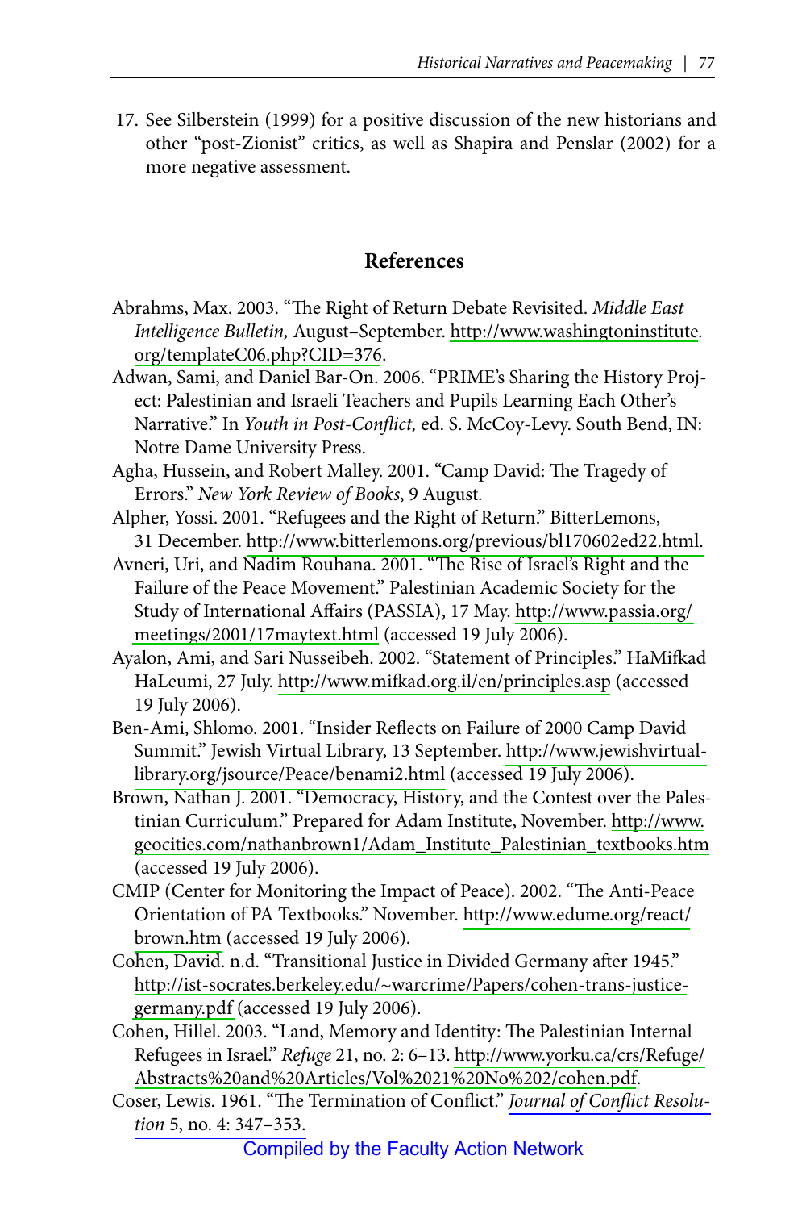17. See Silberstein (1999) for a positive discussion of the new historians and other "post-Zionist" critics, as well as Shapira and Penslar (2002) for a more negative assessment.

## References

Abrahms, Max. 2003. "The Right of Return Debate Revisited. *Middle East Intelligence Bulletin,* August–September. http://www.washingtoninstitute.org/templateC06.php?CID=376.

Adwan, Sami, and Daniel Bar-On. 2006. "PRIME's Sharing the History Project: Palestinian and Israeli Teachers and Pupils Learning Each Other's Narrative." In *Youth in Post-Conflict,* ed. S. McCoy-Levy. South Bend, IN: Notre Dame University Press.

Agha, Hussein, and Robert Malley. 2001. "Camp David: The Tragedy of Errors." *New York Review of Books*, 9 August.

Alpher, Yossi. 2001. "Refugees and the Right of Return." BitterLemons, 31 December. http://www.bitterlemons.org/previous/bl170602ed22.html.

Avneri, Uri, and Nadim Rouhana. 2001. "The Rise of Israel's Right and the Failure of the Peace Movement." Palestinian Academic Society for the Study of International Affairs (PASSIA), 17 May. http://www.passia.org/meetings/2001/17maytext.html (accessed 19 July 2006).

Ayalon, Ami, and Sari Nusseibeh. 2002. "Statement of Principles." HaMifkad HaLeumi, 27 July. http://www.mifkad.org.il/en/principles.asp (accessed 19 July 2006).

Ben-Ami, Shlomo. 2001. "Insider Reflects on Failure of 2000 Camp David Summit." Jewish Virtual Library, 13 September. http://www.jewishvirtuallibrary.org/jsource/Peace/benami2.html (accessed 19 July 2006).

Brown, Nathan J. 2001. "Democracy, History, and the Contest over the Palestinian Curriculum." Prepared for Adam Institute, November. http://www.geocities.com/nathanbrown1/Adam_Institute_Palestinian_textbooks.htm (accessed 19 July 2006).

CMIP (Center for Monitoring the Impact of Peace). 2002. "The Anti-Peace Orientation of PA Textbooks." November. http://www.edume.org/react/brown.htm (accessed 19 July 2006).

Cohen, David. n.d. "Transitional Justice in Divided Germany after 1945." http://ist-socrates.berkeley.edu/~warcrime/Papers/cohen-trans-justice-germany.pdf (accessed 19 July 2006).

Cohen, Hillel. 2003. "Land, Memory and Identity: The Palestinian Internal Refugees in Israel." *Refuge* 21, no. 2: 6–13. http://www.yorku.ca/crs/Refuge/Abstracts%20and%20Articles/Vol%2021%20No%202/cohen.pdf.

Coser, Lewis. 1961. "The Termination of Conflict." *Journal of Conflict Resolution* 5, no. 4: 347–353.

Compiled by the Faculty Action Network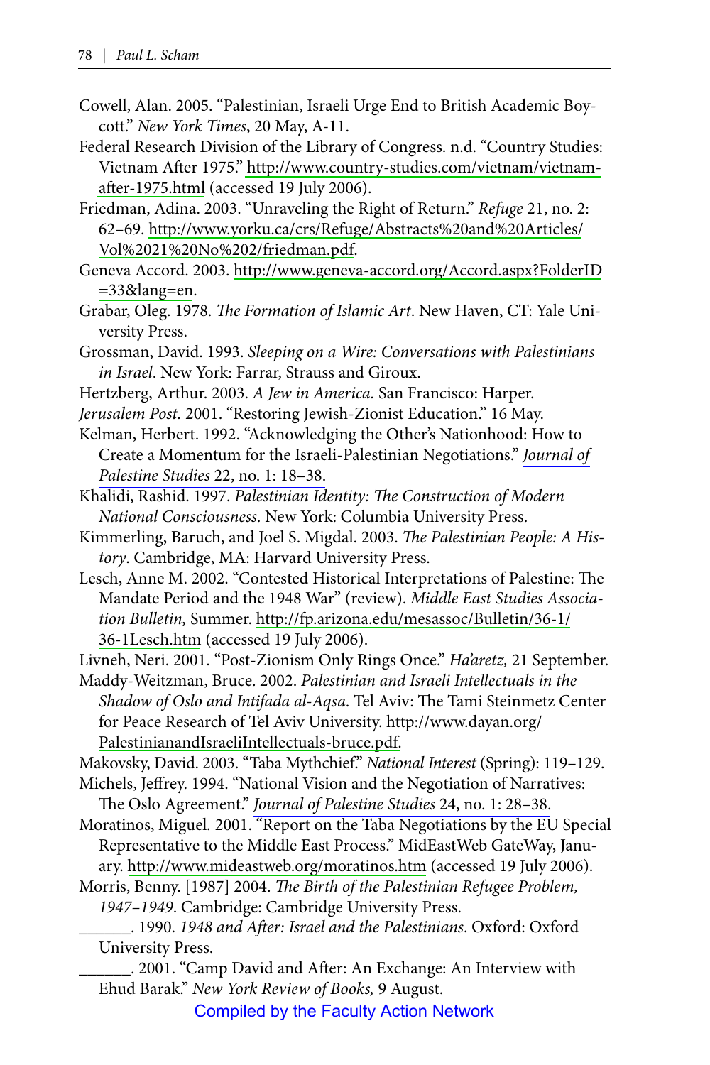Cowell, Alan. 2005. "Palestinian, Israeli Urge End to British Academic Boycott." *New York Times*, 20 May, A-11.

Federal Research Division of the Library of Congress. n.d. "Country Studies: Vietnam After 1975." http://www.country-studies.com/vietnam/vietnam-after-1975.html (accessed 19 July 2006).

Friedman, Adina. 2003. "Unraveling the Right of Return." *Refuge* 21, no. 2: 62–69. http://www.yorku.ca/crs/Refuge/Abstracts%20and%20Articles/Vol%2021%20No%202/friedman.pdf.

Geneva Accord. 2003. http://www.geneva-accord.org/Accord.aspx?FolderID=33&lang=en.

Grabar, Oleg. 1978. *The Formation of Islamic Art*. New Haven, CT: Yale University Press.

Grossman, David. 1993. *Sleeping on a Wire: Conversations with Palestinians in Israel*. New York: Farrar, Strauss and Giroux.

Hertzberg, Arthur. 2003. *A Jew in America.* San Francisco: Harper.

*Jerusalem Post.* 2001. "Restoring Jewish-Zionist Education." 16 May.

Kelman, Herbert. 1992. "Acknowledging the Other's Nationhood: How to Create a Momentum for the Israeli-Palestinian Negotiations." *Journal of Palestine Studies* 22, no. 1: 18–38.

Khalidi, Rashid. 1997. *Palestinian Identity: The Construction of Modern National Consciousness*. New York: Columbia University Press.

Kimmerling, Baruch, and Joel S. Migdal. 2003. *The Palestinian People: A History*. Cambridge, MA: Harvard University Press.

Lesch, Anne M. 2002. "Contested Historical Interpretations of Palestine: The Mandate Period and the 1948 War" (review). *Middle East Studies Association Bulletin,* Summer. http://fp.arizona.edu/mesassoc/Bulletin/36-1/36-1Lesch.htm (accessed 19 July 2006).

Livneh, Neri. 2001. "Post-Zionism Only Rings Once." *Ha'aretz,* 21 September.

Maddy-Weitzman, Bruce. 2002. *Palestinian and Israeli Intellectuals in the Shadow of Oslo and Intifada al-Aqsa*. Tel Aviv: The Tami Steinmetz Center for Peace Research of Tel Aviv University. http://www.dayan.org/PalestinianandIsraeliIntellectuals-bruce.pdf.

Makovsky, David. 2003. "Taba Mythchief." *National Interest* (Spring): 119–129.

Michels, Jeffrey. 1994. "National Vision and the Negotiation of Narratives: The Oslo Agreement." *Journal of Palestine Studies* 24, no. 1: 28–38.

Moratinos, Miguel. 2001. "Report on the Taba Negotiations by the EU Special Representative to the Middle East Process." MidEastWeb GateWay, January. http://www.mideastweb.org/moratinos.htm (accessed 19 July 2006).

Morris, Benny. [1987] 2004. *The Birth of the Palestinian Refugee Problem, 1947–1949*. Cambridge: Cambridge University Press.

______. 1990. *1948 and After: Israel and the Palestinians*. Oxford: Oxford University Press.

______. 2001. "Camp David and After: An Exchange: An Interview with Ehud Barak." *New York Review of Books,* 9 August.

Compiled by the Faculty Action Network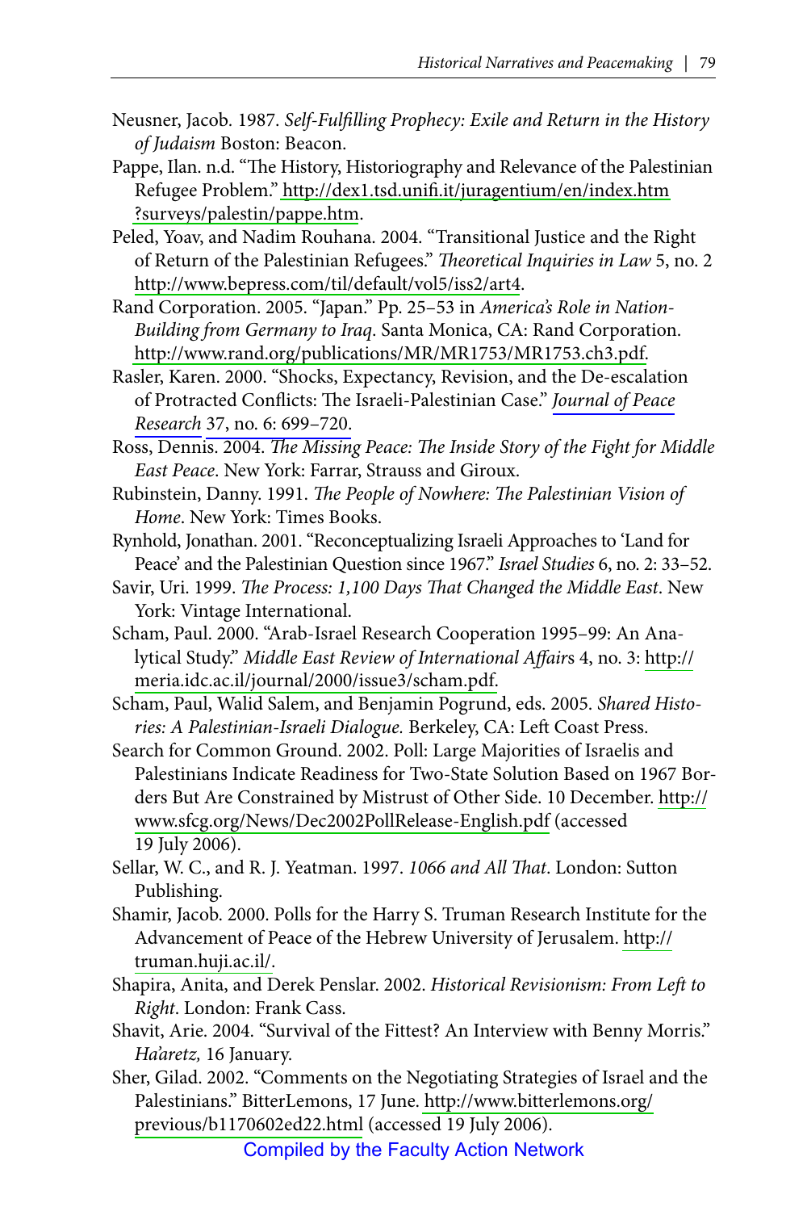Neusner, Jacob. 1987. *Self-Fulfilling Prophecy: Exile and Return in the History of Judaism* Boston: Beacon.

Pappe, Ilan. n.d. "The History, Historiography and Relevance of the Palestinian Refugee Problem." http://dex1.tsd.unifi.it/juragentium/en/index.htm?surveys/palestin/pappe.htm.

Peled, Yoav, and Nadim Rouhana. 2004. "Transitional Justice and the Right of Return of the Palestinian Refugees." *Theoretical Inquiries in Law* 5, no. 2 http://www.bepress.com/til/default/vol5/iss2/art4.

Rand Corporation. 2005. "Japan." Pp. 25–53 in *America's Role in Nation-Building from Germany to Iraq*. Santa Monica, CA: Rand Corporation. http://www.rand.org/publications/MR/MR1753/MR1753.ch3.pdf.

Rasler, Karen. 2000. "Shocks, Expectancy, Revision, and the De-escalation of Protracted Conflicts: The Israeli-Palestinian Case." *Journal of Peace Research* 37, no. 6: 699–720.

Ross, Dennis. 2004. *The Missing Peace: The Inside Story of the Fight for Middle East Peace*. New York: Farrar, Strauss and Giroux.

Rubinstein, Danny. 1991. *The People of Nowhere: The Palestinian Vision of Home*. New York: Times Books.

Rynhold, Jonathan. 2001. "Reconceptualizing Israeli Approaches to 'Land for Peace' and the Palestinian Question since 1967." *Israel Studies* 6, no. 2: 33–52.

Savir, Uri. 1999. *The Process: 1,100 Days That Changed the Middle East*. New York: Vintage International.

Scham, Paul. 2000. "Arab-Israel Research Cooperation 1995–99: An Analytical Study." *Middle East Review of International Affairs* 4, no. 3: http://meria.idc.ac.il/journal/2000/issue3/scham.pdf.

Scham, Paul, Walid Salem, and Benjamin Pogrund, eds. 2005. *Shared Histories: A Palestinian-Israeli Dialogue.* Berkeley, CA: Left Coast Press.

Search for Common Ground. 2002. Poll: Large Majorities of Israelis and Palestinians Indicate Readiness for Two-State Solution Based on 1967 Borders But Are Constrained by Mistrust of Other Side. 10 December. http://www.sfcg.org/News/Dec2002PollRelease-English.pdf (accessed 19 July 2006).

Sellar, W. C., and R. J. Yeatman. 1997. *1066 and All That*. London: Sutton Publishing.

Shamir, Jacob. 2000. Polls for the Harry S. Truman Research Institute for the Advancement of Peace of the Hebrew University of Jerusalem. http://truman.huji.ac.il/.

Shapira, Anita, and Derek Penslar. 2002. *Historical Revisionism: From Left to Right*. London: Frank Cass.

Shavit, Arie. 2004. "Survival of the Fittest? An Interview with Benny Morris." *Ha'aretz,* 16 January.

Sher, Gilad. 2002. "Comments on the Negotiating Strategies of Israel and the Palestinians." BitterLemons, 17 June. http://www.bitterlemons.org/previous/b1170602ed22.html (accessed 19 July 2006).

Compiled by the Faculty Action Network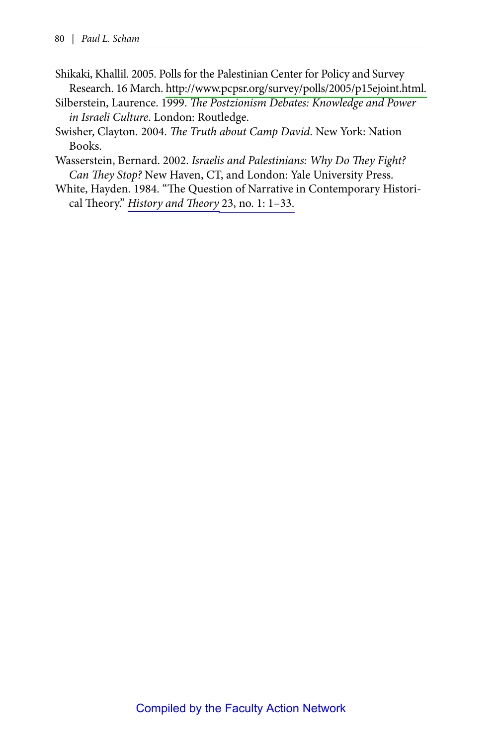Shikaki, Khallil. 2005. Polls for the Palestinian Center for Policy and Survey Research. 16 March. http://www.pcpsr.org/survey/polls/2005/p15ejoint.html.

Silberstein, Laurence. 1999. *The Postzionism Debates: Knowledge and Power in Israeli Culture*. London: Routledge.

Swisher, Clayton. 2004. *The Truth about Camp David*. New York: Nation Books.

Wasserstein, Bernard. 2002. *Israelis and Palestinians: Why Do They Fight? Can They Stop?* New Haven, CT, and London: Yale University Press.

White, Hayden. 1984. "The Question of Narrative in Contemporary Historical Theory." *History and Theory* 23, no. 1: 1–33.

Compiled by the Faculty Action Network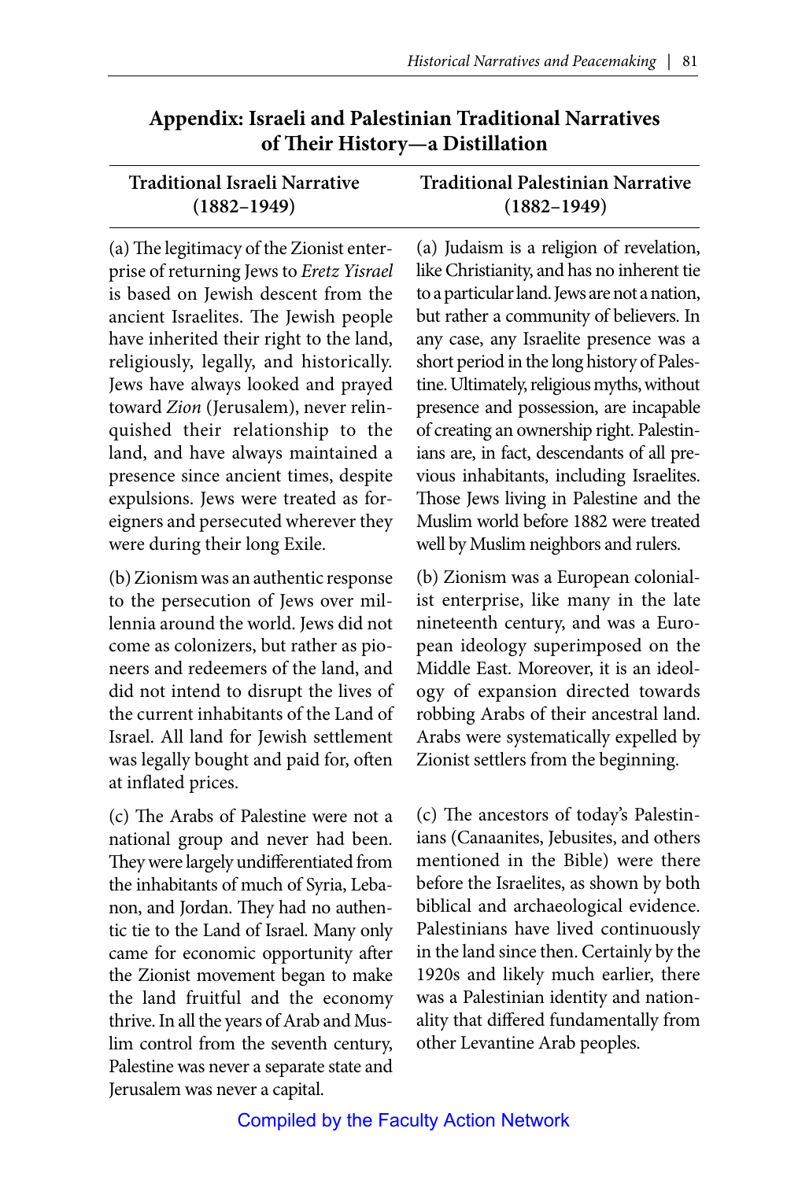## Appendix: Israeli and Palestinian Traditional Narratives of Their History—a Distillation

| Traditional Israeli Narrative (1882–1949) | Traditional Palestinian Narrative (1882–1949) |
|---|---|
| (a) The legitimacy of the Zionist enterprise of returning Jews to *Eretz Yisrael* is based on Jewish descent from the ancient Israelites. The Jewish people have inherited their right to the land, religiously, legally, and historically. Jews have always looked and prayed toward *Zion* (Jerusalem), never relinquished their relationship to the land, and have always maintained a presence since ancient times, despite expulsions. Jews were treated as foreigners and persecuted wherever they were during their long Exile. | (a) Judaism is a religion of revelation, like Christianity, and has no inherent tie to a particular land. Jews are not a nation, but rather a community of believers. In any case, any Israelite presence was a short period in the long history of Palestine. Ultimately, religious myths, without presence and possession, are incapable of creating an ownership right. Palestinians are, in fact, descendants of all previous inhabitants, including Israelites. Those Jews living in Palestine and the Muslim world before 1882 were treated well by Muslim neighbors and rulers. |
| (b) Zionism was an authentic response to the persecution of Jews over millennia around the world. Jews did not come as colonizers, but rather as pioneers and redeemers of the land, and did not intend to disrupt the lives of the current inhabitants of the Land of Israel. All land for Jewish settlement was legally bought and paid for, often at inflated prices. | (b) Zionism was a European colonialist enterprise, like many in the late nineteenth century, and was a European ideology superimposed on the Middle East. Moreover, it is an ideology of expansion directed towards robbing Arabs of their ancestral land. Arabs were systematically expelled by Zionist settlers from the beginning. |
| (c) The Arabs of Palestine were not a national group and never had been. They were largely undifferentiated from the inhabitants of much of Syria, Lebanon, and Jordan. They had no authentic tie to the Land of Israel. Many only came for economic opportunity after the Zionist movement began to make the land fruitful and the economy thrive. In all the years of Arab and Muslim control from the seventh century, Palestine was never a separate state and Jerusalem was never a capital. | (c) The ancestors of today's Palestinians (Canaanites, Jebusites, and others mentioned in the Bible) were there before the Israelites, as shown by both biblical and archaeological evidence. Palestinians have lived continuously in the land since then. Certainly by the 1920s and likely much earlier, there was a Palestinian identity and nationality that differed fundamentally from other Levantine Arab peoples. |

Compiled by the Faculty Action Network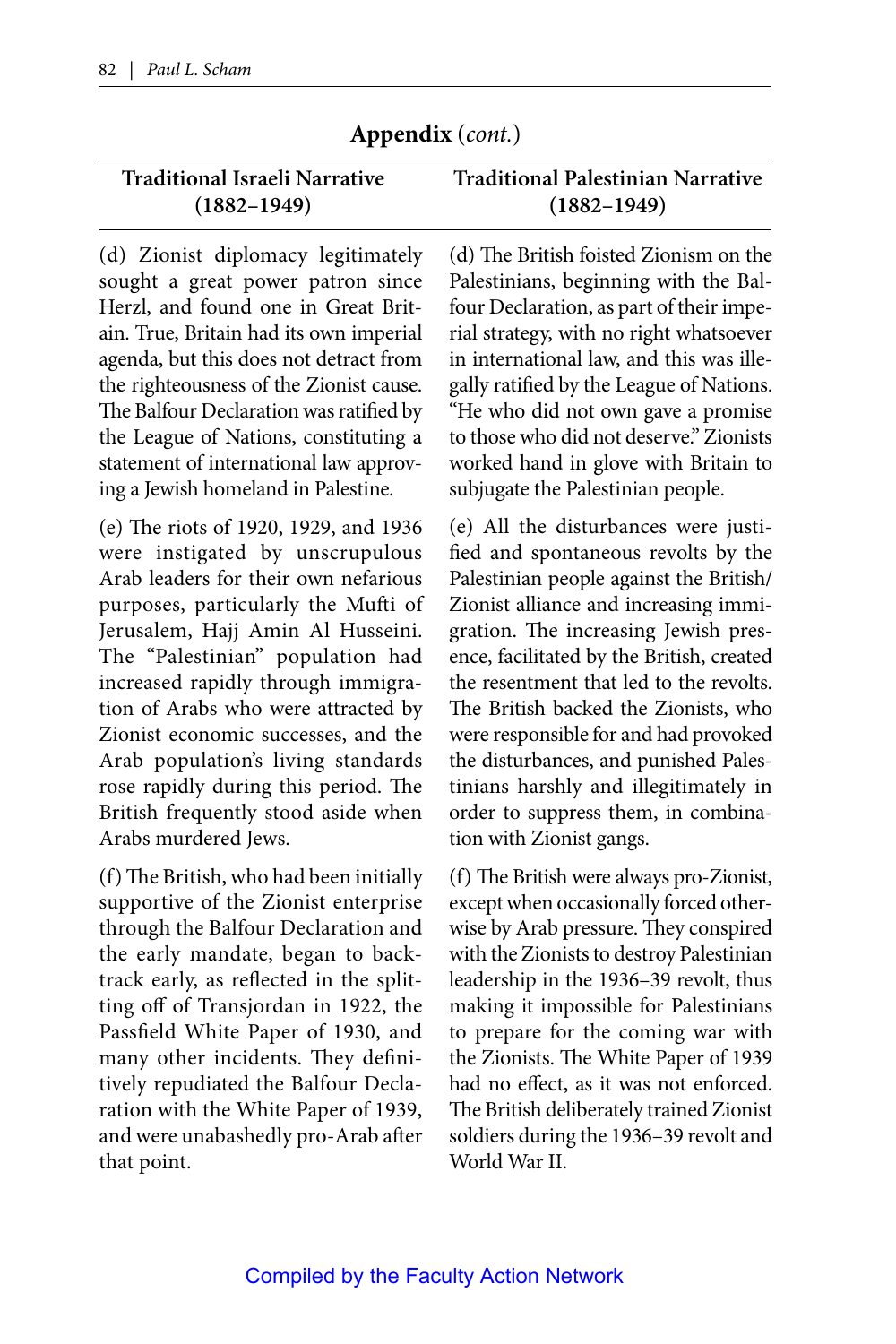## Appendix (*cont.*)

| Traditional Israeli Narrative (1882–1949) | Traditional Palestinian Narrative (1882–1949) |
| --- | --- |
| (d) Zionist diplomacy legitimately sought a great power patron since Herzl, and found one in Great Britain. True, Britain had its own imperial agenda, but this does not detract from the righteousness of the Zionist cause. The Balfour Declaration was ratified by the League of Nations, constituting a statement of international law approving a Jewish homeland in Palestine. | (d) The British foisted Zionism on the Palestinians, beginning with the Balfour Declaration, as part of their imperial strategy, with no right whatsoever in international law, and this was illegally ratified by the League of Nations. "He who did not own gave a promise to those who did not deserve." Zionists worked hand in glove with Britain to subjugate the Palestinian people. |
| (e) The riots of 1920, 1929, and 1936 were instigated by unscrupulous Arab leaders for their own nefarious purposes, particularly the Mufti of Jerusalem, Hajj Amin Al Husseini. The "Palestinian" population had increased rapidly through immigration of Arabs who were attracted by Zionist economic successes, and the Arab population's living standards rose rapidly during this period. The British frequently stood aside when Arabs murdered Jews. | (e) All the disturbances were justified and spontaneous revolts by the Palestinian people against the British/Zionist alliance and increasing immigration. The increasing Jewish presence, facilitated by the British, created the resentment that led to the revolts. The British backed the Zionists, who were responsible for and had provoked the disturbances, and punished Palestinians harshly and illegitimately in order to suppress them, in combination with Zionist gangs. |
| (f) The British, who had been initially supportive of the Zionist enterprise through the Balfour Declaration and the early mandate, began to backtrack early, as reflected in the splitting off of Transjordan in 1922, the Passfield White Paper of 1930, and many other incidents. They definitively repudiated the Balfour Declaration with the White Paper of 1939, and were unabashedly pro-Arab after that point. | (f) The British were always pro-Zionist, except when occasionally forced otherwise by Arab pressure. They conspired with the Zionists to destroy Palestinian leadership in the 1936–39 revolt, thus making it impossible for Palestinians to prepare for the coming war with the Zionists. The White Paper of 1939 had no effect, as it was not enforced. The British deliberately trained Zionist soldiers during the 1936–39 revolt and World War II. |

Compiled by the Faculty Action Network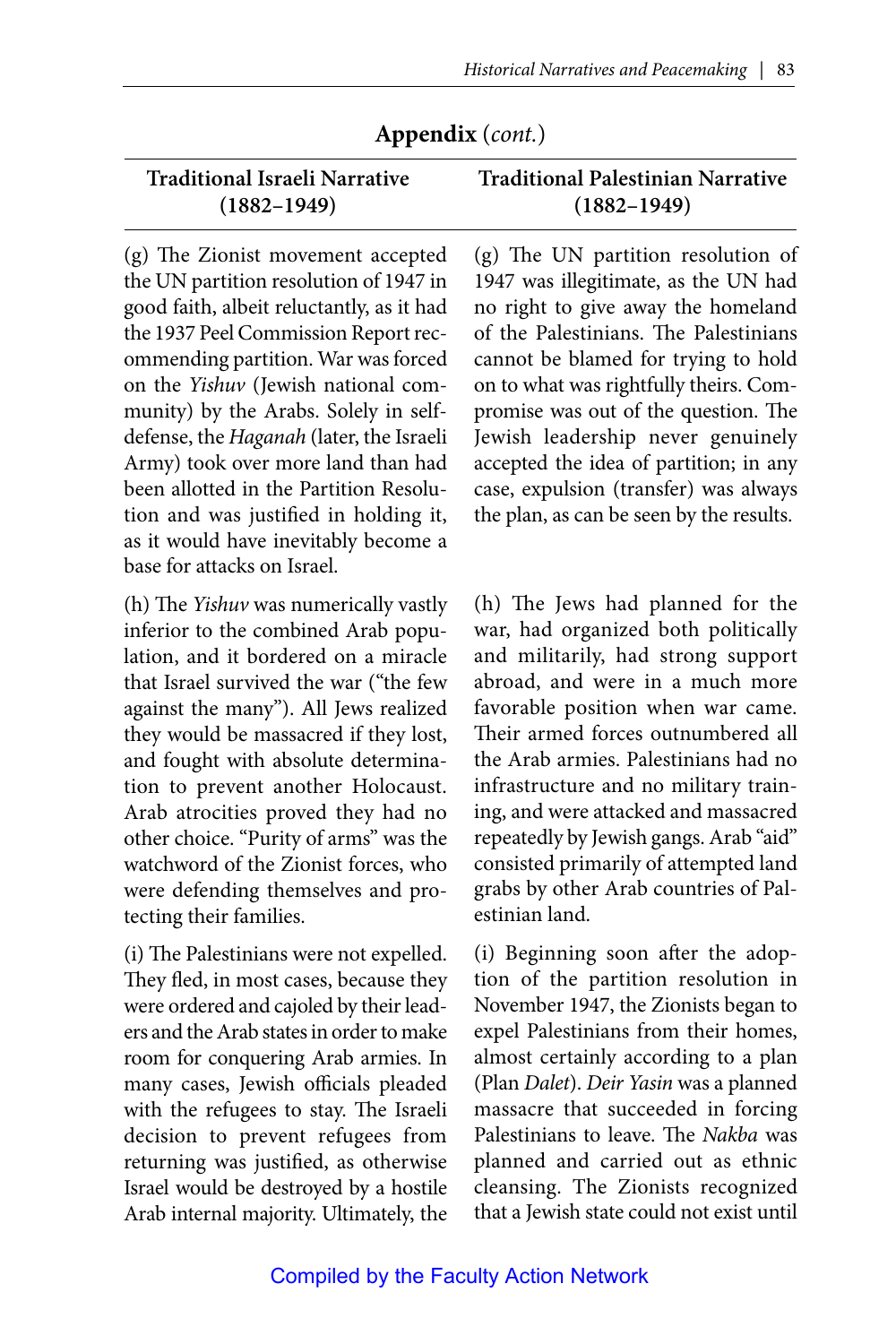## Appendix (*cont.*)

| Traditional Israeli Narrative (1882–1949) | Traditional Palestinian Narrative (1882–1949) |
|---|---|
| (g) The Zionist movement accepted the UN partition resolution of 1947 in good faith, albeit reluctantly, as it had the 1937 Peel Commission Report recommending partition. War was forced on the *Yishuv* (Jewish national community) by the Arabs. Solely in self-defense, the *Haganah* (later, the Israeli Army) took over more land than had been allotted in the Partition Resolution and was justified in holding it, as it would have inevitably become a base for attacks on Israel. | (g) The UN partition resolution of 1947 was illegitimate, as the UN had no right to give away the homeland of the Palestinians. The Palestinians cannot be blamed for trying to hold on to what was rightfully theirs. Compromise was out of the question. The Jewish leadership never genuinely accepted the idea of partition; in any case, expulsion (transfer) was always the plan, as can be seen by the results. |
| (h) The *Yishuv* was numerically vastly inferior to the combined Arab population, and it bordered on a miracle that Israel survived the war ("the few against the many"). All Jews realized they would be massacred if they lost, and fought with absolute determination to prevent another Holocaust. Arab atrocities proved they had no other choice. "Purity of arms" was the watchword of the Zionist forces, who were defending themselves and protecting their families. | (h) The Jews had planned for the war, had organized both politically and militarily, had strong support abroad, and were in a much more favorable position when war came. Their armed forces outnumbered all the Arab armies. Palestinians had no infrastructure and no military training, and were attacked and massacred repeatedly by Jewish gangs. Arab "aid" consisted primarily of attempted land grabs by other Arab countries of Palestinian land. |
| (i) The Palestinians were not expelled. They fled, in most cases, because they were ordered and cajoled by their leaders and the Arab states in order to make room for conquering Arab armies. In many cases, Jewish officials pleaded with the refugees to stay. The Israeli decision to prevent refugees from returning was justified, as otherwise Israel would be destroyed by a hostile Arab internal majority. Ultimately, the | (i) Beginning soon after the adoption of the partition resolution in November 1947, the Zionists began to expel Palestinians from their homes, almost certainly according to a plan (Plan *Dalet*). *Deir Yasin* was a planned massacre that succeeded in forcing Palestinians to leave. The *Nakba* was planned and carried out as ethnic cleansing. The Zionists recognized that a Jewish state could not exist until |

Compiled by the Faculty Action Network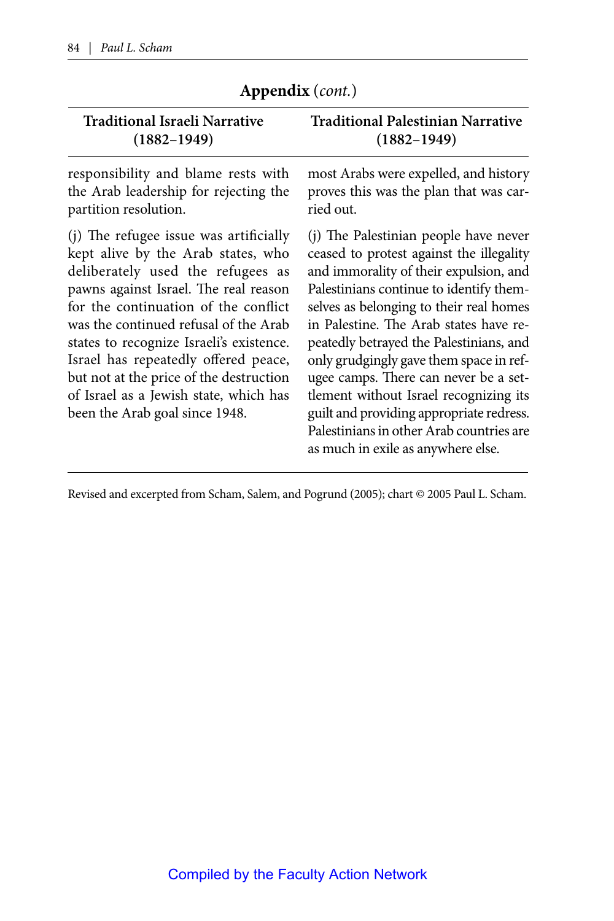## Appendix (*cont.*)

| Traditional Israeli Narrative (1882–1949) | Traditional Palestinian Narrative (1882–1949) |
|---|---|
| responsibility and blame rests with the Arab leadership for rejecting the partition resolution. | most Arabs were expelled, and history proves this was the plan that was carried out. |
| (j) The refugee issue was artificially kept alive by the Arab states, who deliberately used the refugees as pawns against Israel. The real reason for the continuation of the conflict was the continued refusal of the Arab states to recognize Israeli's existence. Israel has repeatedly offered peace, but not at the price of the destruction of Israel as a Jewish state, which has been the Arab goal since 1948. | (j) The Palestinian people have never ceased to protest against the illegality and immorality of their expulsion, and Palestinians continue to identify themselves as belonging to their real homes in Palestine. The Arab states have repeatedly betrayed the Palestinians, and only grudgingly gave them space in refugee camps. There can never be a settlement without Israel recognizing its guilt and providing appropriate redress. Palestinians in other Arab countries are as much in exile as anywhere else. |

Revised and excerpted from Scham, Salem, and Pogrund (2005); chart © 2005 Paul L. Scham.

Compiled by the Faculty Action Network